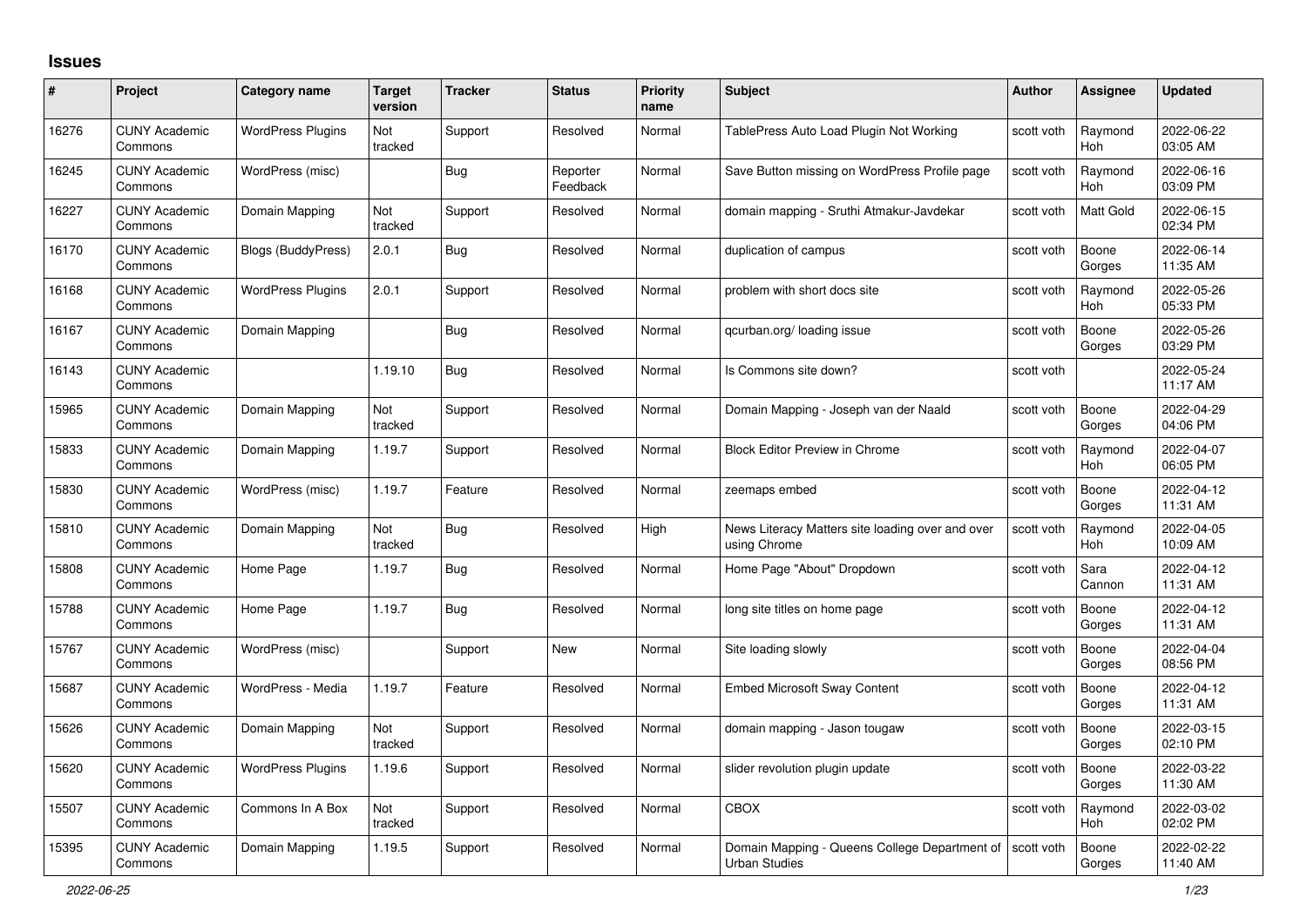# Issues

| # | Project | Category name | Target version | Tracker | Status | Priority name | Subject | Author | Assignee | Updated |
|---|---|---|---|---|---|---|---|---|---|---|
| 16276 | CUNY Academic Commons | WordPress Plugins | Not tracked | Support | Resolved | Normal | TablePress Auto Load Plugin Not Working | scott voth | Raymond Hoh | 2022-06-22 03:05 AM |
| 16245 | CUNY Academic Commons | WordPress (misc) | | Bug | Reporter Feedback | Normal | Save Button missing on WordPress Profile page | scott voth | Raymond Hoh | 2022-06-16 03:09 PM |
| 16227 | CUNY Academic Commons | Domain Mapping | Not tracked | Support | Resolved | Normal | domain mapping - Sruthi Atmakur-Javdekar | scott voth | Matt Gold | 2022-06-15 02:34 PM |
| 16170 | CUNY Academic Commons | Blogs (BuddyPress) | 2.0.1 | Bug | Resolved | Normal | duplication of campus | scott voth | Boone Gorges | 2022-06-14 11:35 AM |
| 16168 | CUNY Academic Commons | WordPress Plugins | 2.0.1 | Support | Resolved | Normal | problem with short docs site | scott voth | Raymond Hoh | 2022-05-26 05:33 PM |
| 16167 | CUNY Academic Commons | Domain Mapping | | Bug | Resolved | Normal | qcurban.org/ loading issue | scott voth | Boone Gorges | 2022-05-26 03:29 PM |
| 16143 | CUNY Academic Commons | | 1.19.10 | Bug | Resolved | Normal | Is Commons site down? | scott voth | | 2022-05-24 11:17 AM |
| 15965 | CUNY Academic Commons | Domain Mapping | Not tracked | Support | Resolved | Normal | Domain Mapping - Joseph van der Naald | scott voth | Boone Gorges | 2022-04-29 04:06 PM |
| 15833 | CUNY Academic Commons | Domain Mapping | 1.19.7 | Support | Resolved | Normal | Block Editor Preview in Chrome | scott voth | Raymond Hoh | 2022-04-07 06:05 PM |
| 15830 | CUNY Academic Commons | WordPress (misc) | 1.19.7 | Feature | Resolved | Normal | zeemaps embed | scott voth | Boone Gorges | 2022-04-12 11:31 AM |
| 15810 | CUNY Academic Commons | Domain Mapping | Not tracked | Bug | Resolved | High | News Literacy Matters site loading over and over using Chrome | scott voth | Raymond Hoh | 2022-04-05 10:09 AM |
| 15808 | CUNY Academic Commons | Home Page | 1.19.7 | Bug | Resolved | Normal | Home Page "About" Dropdown | scott voth | Sara Cannon | 2022-04-12 11:31 AM |
| 15788 | CUNY Academic Commons | Home Page | 1.19.7 | Bug | Resolved | Normal | long site titles on home page | scott voth | Boone Gorges | 2022-04-12 11:31 AM |
| 15767 | CUNY Academic Commons | WordPress (misc) | | Support | New | Normal | Site loading slowly | scott voth | Boone Gorges | 2022-04-04 08:56 PM |
| 15687 | CUNY Academic Commons | WordPress - Media | 1.19.7 | Feature | Resolved | Normal | Embed Microsoft Sway Content | scott voth | Boone Gorges | 2022-04-12 11:31 AM |
| 15626 | CUNY Academic Commons | Domain Mapping | Not tracked | Support | Resolved | Normal | domain mapping - Jason tougaw | scott voth | Boone Gorges | 2022-03-15 02:10 PM |
| 15620 | CUNY Academic Commons | WordPress Plugins | 1.19.6 | Support | Resolved | Normal | slider revolution plugin update | scott voth | Boone Gorges | 2022-03-22 11:30 AM |
| 15507 | CUNY Academic Commons | Commons In A Box | Not tracked | Support | Resolved | Normal | CBOX | scott voth | Raymond Hoh | 2022-03-02 02:02 PM |
| 15395 | CUNY Academic Commons | Domain Mapping | 1.19.5 | Support | Resolved | Normal | Domain Mapping - Queens College Department of Urban Studies | scott voth | Boone Gorges | 2022-02-22 11:40 AM |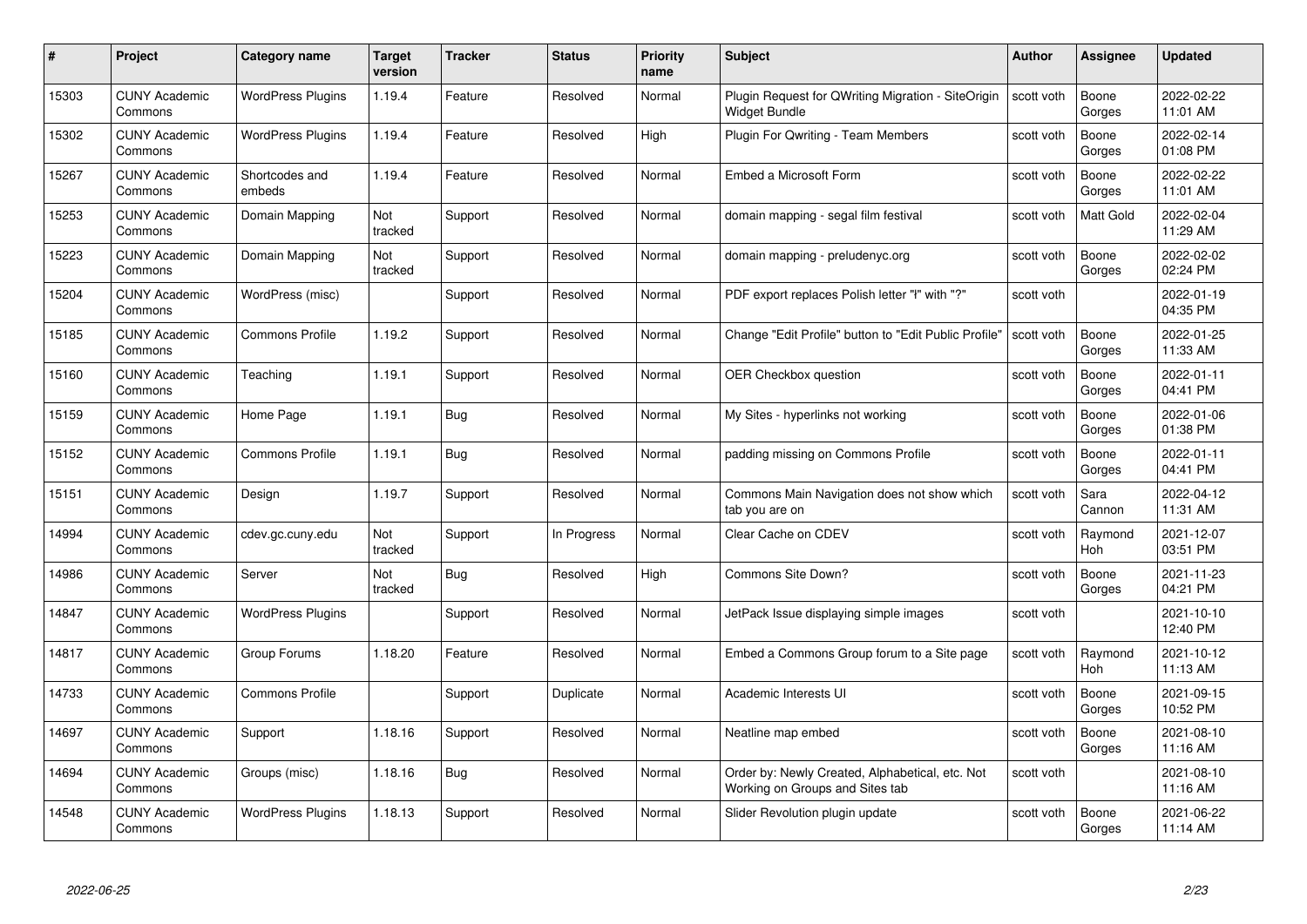| # | Project | Category name | Target version | Tracker | Status | Priority name | Subject | Author | Assignee | Updated |
|---|---|---|---|---|---|---|---|---|---|---|
| 15303 | CUNY Academic Commons | WordPress Plugins | 1.19.4 | Feature | Resolved | Normal | Plugin Request for QWriting Migration - SiteOrigin Widget Bundle | scott voth | Boone Gorges | 2022-02-22 11:01 AM |
| 15302 | CUNY Academic Commons | WordPress Plugins | 1.19.4 | Feature | Resolved | High | Plugin For Qwriting - Team Members | scott voth | Boone Gorges | 2022-02-14 01:08 PM |
| 15267 | CUNY Academic Commons | Shortcodes and embeds | 1.19.4 | Feature | Resolved | Normal | Embed a Microsoft Form | scott voth | Boone Gorges | 2022-02-22 11:01 AM |
| 15253 | CUNY Academic Commons | Domain Mapping | Not tracked | Support | Resolved | Normal | domain mapping - segal film festival | scott voth | Matt Gold | 2022-02-04 11:29 AM |
| 15223 | CUNY Academic Commons | Domain Mapping | Not tracked | Support | Resolved | Normal | domain mapping - preludenyc.org | scott voth | Boone Gorges | 2022-02-02 02:24 PM |
| 15204 | CUNY Academic Commons | WordPress (misc) | | Support | Resolved | Normal | PDF export replaces Polish letter "ł" with "?" | scott voth | | 2022-01-19 04:35 PM |
| 15185 | CUNY Academic Commons | Commons Profile | 1.19.2 | Support | Resolved | Normal | Change "Edit Profile" button to "Edit Public Profile" | scott voth | Boone Gorges | 2022-01-25 11:33 AM |
| 15160 | CUNY Academic Commons | Teaching | 1.19.1 | Support | Resolved | Normal | OER Checkbox question | scott voth | Boone Gorges | 2022-01-11 04:41 PM |
| 15159 | CUNY Academic Commons | Home Page | 1.19.1 | Bug | Resolved | Normal | My Sites - hyperlinks not working | scott voth | Boone Gorges | 2022-01-06 01:38 PM |
| 15152 | CUNY Academic Commons | Commons Profile | 1.19.1 | Bug | Resolved | Normal | padding missing on Commons Profile | scott voth | Boone Gorges | 2022-01-11 04:41 PM |
| 15151 | CUNY Academic Commons | Design | 1.19.7 | Support | Resolved | Normal | Commons Main Navigation does not show which tab you are on | scott voth | Sara Cannon | 2022-04-12 11:31 AM |
| 14994 | CUNY Academic Commons | cdev.gc.cuny.edu | Not tracked | Support | In Progress | Normal | Clear Cache on CDEV | scott voth | Raymond Hoh | 2021-12-07 03:51 PM |
| 14986 | CUNY Academic Commons | Server | Not tracked | Bug | Resolved | High | Commons Site Down? | scott voth | Boone Gorges | 2021-11-23 04:21 PM |
| 14847 | CUNY Academic Commons | WordPress Plugins | | Support | Resolved | Normal | JetPack Issue displaying simple images | scott voth | | 2021-10-10 12:40 PM |
| 14817 | CUNY Academic Commons | Group Forums | 1.18.20 | Feature | Resolved | Normal | Embed a Commons Group forum to a Site page | scott voth | Raymond Hoh | 2021-10-12 11:13 AM |
| 14733 | CUNY Academic Commons | Commons Profile | | Support | Duplicate | Normal | Academic Interests UI | scott voth | Boone Gorges | 2021-09-15 10:52 PM |
| 14697 | CUNY Academic Commons | Support | 1.18.16 | Support | Resolved | Normal | Neatline map embed | scott voth | Boone Gorges | 2021-08-10 11:16 AM |
| 14694 | CUNY Academic Commons | Groups (misc) | 1.18.16 | Bug | Resolved | Normal | Order by: Newly Created, Alphabetical, etc. Not Working on Groups and Sites tab | scott voth | | 2021-08-10 11:16 AM |
| 14548 | CUNY Academic Commons | WordPress Plugins | 1.18.13 | Support | Resolved | Normal | Slider Revolution plugin update | scott voth | Boone Gorges | 2021-06-22 11:14 AM |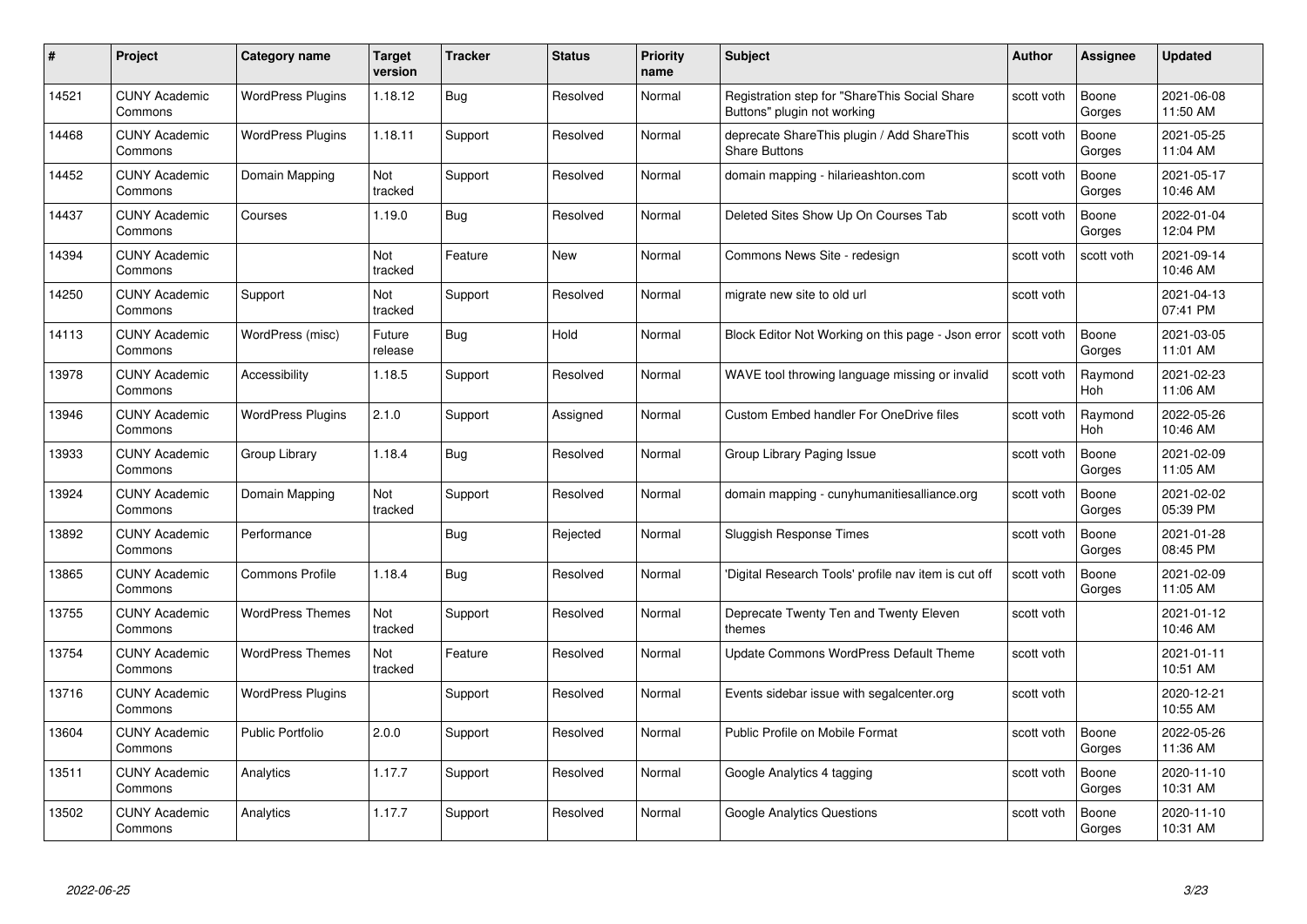| # | Project | Category name | Target version | Tracker | Status | Priority name | Subject | Author | Assignee | Updated |
|---|---|---|---|---|---|---|---|---|---|---|
| 14521 | CUNY Academic Commons | WordPress Plugins | 1.18.12 | Bug | Resolved | Normal | Registration step for "ShareThis Social Share Buttons" plugin not working | scott voth | Boone Gorges | 2021-06-08 11:50 AM |
| 14468 | CUNY Academic Commons | WordPress Plugins | 1.18.11 | Support | Resolved | Normal | deprecate ShareThis plugin / Add ShareThis Share Buttons | scott voth | Boone Gorges | 2021-05-25 11:04 AM |
| 14452 | CUNY Academic Commons | Domain Mapping | Not tracked | Support | Resolved | Normal | domain mapping - hilarieashton.com | scott voth | Boone Gorges | 2021-05-17 10:46 AM |
| 14437 | CUNY Academic Commons | Courses | 1.19.0 | Bug | Resolved | Normal | Deleted Sites Show Up On Courses Tab | scott voth | Boone Gorges | 2022-01-04 12:04 PM |
| 14394 | CUNY Academic Commons | | Not tracked | Feature | New | Normal | Commons News Site - redesign | scott voth | scott voth | 2021-09-14 10:46 AM |
| 14250 | CUNY Academic Commons | Support | Not tracked | Support | Resolved | Normal | migrate new site to old url | scott voth | | 2021-04-13 07:41 PM |
| 14113 | CUNY Academic Commons | WordPress (misc) | Future release | Bug | Hold | Normal | Block Editor Not Working on this page - Json error | scott voth | Boone Gorges | 2021-03-05 11:01 AM |
| 13978 | CUNY Academic Commons | Accessibility | 1.18.5 | Support | Resolved | Normal | WAVE tool throwing language missing or invalid | scott voth | Raymond Hoh | 2021-02-23 11:06 AM |
| 13946 | CUNY Academic Commons | WordPress Plugins | 2.1.0 | Support | Assigned | Normal | Custom Embed handler For OneDrive files | scott voth | Raymond Hoh | 2022-05-26 10:46 AM |
| 13933 | CUNY Academic Commons | Group Library | 1.18.4 | Bug | Resolved | Normal | Group Library Paging Issue | scott voth | Boone Gorges | 2021-02-09 11:05 AM |
| 13924 | CUNY Academic Commons | Domain Mapping | Not tracked | Support | Resolved | Normal | domain mapping - cunyhumanitiesalliance.org | scott voth | Boone Gorges | 2021-02-02 05:39 PM |
| 13892 | CUNY Academic Commons | Performance | | Bug | Rejected | Normal | Sluggish Response Times | scott voth | Boone Gorges | 2021-01-28 08:45 PM |
| 13865 | CUNY Academic Commons | Commons Profile | 1.18.4 | Bug | Resolved | Normal | 'Digital Research Tools' profile nav item is cut off | scott voth | Boone Gorges | 2021-02-09 11:05 AM |
| 13755 | CUNY Academic Commons | WordPress Themes | Not tracked | Support | Resolved | Normal | Deprecate Twenty Ten and Twenty Eleven themes | scott voth | | 2021-01-12 10:46 AM |
| 13754 | CUNY Academic Commons | WordPress Themes | Not tracked | Feature | Resolved | Normal | Update Commons WordPress Default Theme | scott voth | | 2021-01-11 10:51 AM |
| 13716 | CUNY Academic Commons | WordPress Plugins | | Support | Resolved | Normal | Events sidebar issue with segalcenter.org | scott voth | | 2020-12-21 10:55 AM |
| 13604 | CUNY Academic Commons | Public Portfolio | 2.0.0 | Support | Resolved | Normal | Public Profile on Mobile Format | scott voth | Boone Gorges | 2022-05-26 11:36 AM |
| 13511 | CUNY Academic Commons | Analytics | 1.17.7 | Support | Resolved | Normal | Google Analytics 4 tagging | scott voth | Boone Gorges | 2020-11-10 10:31 AM |
| 13502 | CUNY Academic Commons | Analytics | 1.17.7 | Support | Resolved | Normal | Google Analytics Questions | scott voth | Boone Gorges | 2020-11-10 10:31 AM |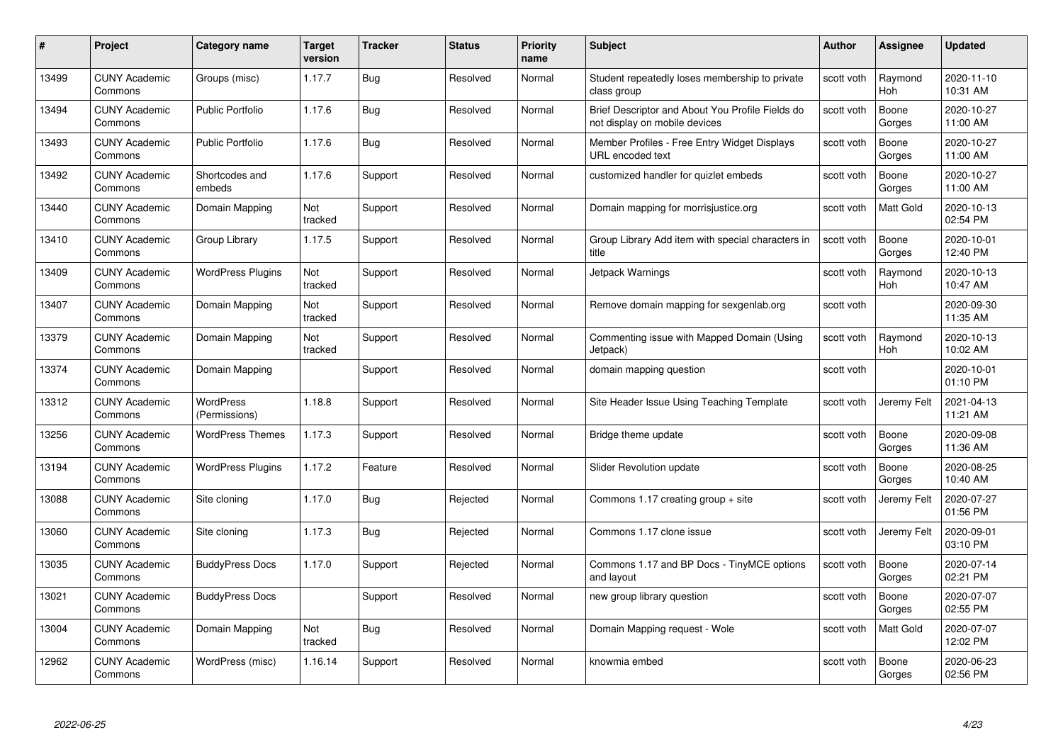| # | Project | Category name | Target version | Tracker | Status | Priority name | Subject | Author | Assignee | Updated |
|---|---|---|---|---|---|---|---|---|---|---|
| 13499 | CUNY Academic Commons | Groups (misc) | 1.17.7 | Bug | Resolved | Normal | Student repeatedly loses membership to private class group | scott voth | Raymond Hoh | 2020-11-10 10:31 AM |
| 13494 | CUNY Academic Commons | Public Portfolio | 1.17.6 | Bug | Resolved | Normal | Brief Descriptor and About You Profile Fields do not display on mobile devices | scott voth | Boone Gorges | 2020-10-27 11:00 AM |
| 13493 | CUNY Academic Commons | Public Portfolio | 1.17.6 | Bug | Resolved | Normal | Member Profiles - Free Entry Widget Displays URL encoded text | scott voth | Boone Gorges | 2020-10-27 11:00 AM |
| 13492 | CUNY Academic Commons | Shortcodes and embeds | 1.17.6 | Support | Resolved | Normal | customized handler for quizlet embeds | scott voth | Boone Gorges | 2020-10-27 11:00 AM |
| 13440 | CUNY Academic Commons | Domain Mapping | Not tracked | Support | Resolved | Normal | Domain mapping for morrisjustice.org | scott voth | Matt Gold | 2020-10-13 02:54 PM |
| 13410 | CUNY Academic Commons | Group Library | 1.17.5 | Support | Resolved | Normal | Group Library Add item with special characters in title | scott voth | Boone Gorges | 2020-10-01 12:40 PM |
| 13409 | CUNY Academic Commons | WordPress Plugins | Not tracked | Support | Resolved | Normal | Jetpack Warnings | scott voth | Raymond Hoh | 2020-10-13 10:47 AM |
| 13407 | CUNY Academic Commons | Domain Mapping | Not tracked | Support | Resolved | Normal | Remove domain mapping for sexgenlab.org | scott voth | | 2020-09-30 11:35 AM |
| 13379 | CUNY Academic Commons | Domain Mapping | Not tracked | Support | Resolved | Normal | Commenting issue with Mapped Domain (Using Jetpack) | scott voth | Raymond Hoh | 2020-10-13 10:02 AM |
| 13374 | CUNY Academic Commons | Domain Mapping | | Support | Resolved | Normal | domain mapping question | scott voth | | 2020-10-01 01:10 PM |
| 13312 | CUNY Academic Commons | WordPress (Permissions) | 1.18.8 | Support | Resolved | Normal | Site Header Issue Using Teaching Template | scott voth | Jeremy Felt | 2021-04-13 11:21 AM |
| 13256 | CUNY Academic Commons | WordPress Themes | 1.17.3 | Support | Resolved | Normal | Bridge theme update | scott voth | Boone Gorges | 2020-09-08 11:36 AM |
| 13194 | CUNY Academic Commons | WordPress Plugins | 1.17.2 | Feature | Resolved | Normal | Slider Revolution update | scott voth | Boone Gorges | 2020-08-25 10:40 AM |
| 13088 | CUNY Academic Commons | Site cloning | 1.17.0 | Bug | Rejected | Normal | Commons 1.17 creating group + site | scott voth | Jeremy Felt | 2020-07-27 01:56 PM |
| 13060 | CUNY Academic Commons | Site cloning | 1.17.3 | Bug | Rejected | Normal | Commons 1.17 clone issue | scott voth | Jeremy Felt | 2020-09-01 03:10 PM |
| 13035 | CUNY Academic Commons | BuddyPress Docs | 1.17.0 | Support | Rejected | Normal | Commons 1.17 and BP Docs - TinyMCE options and layout | scott voth | Boone Gorges | 2020-07-14 02:21 PM |
| 13021 | CUNY Academic Commons | BuddyPress Docs | | Support | Resolved | Normal | new group library question | scott voth | Boone Gorges | 2020-07-07 02:55 PM |
| 13004 | CUNY Academic Commons | Domain Mapping | Not tracked | Bug | Resolved | Normal | Domain Mapping request - Wole | scott voth | Matt Gold | 2020-07-07 12:02 PM |
| 12962 | CUNY Academic Commons | WordPress (misc) | 1.16.14 | Support | Resolved | Normal | knowmia embed | scott voth | Boone Gorges | 2020-06-23 02:56 PM |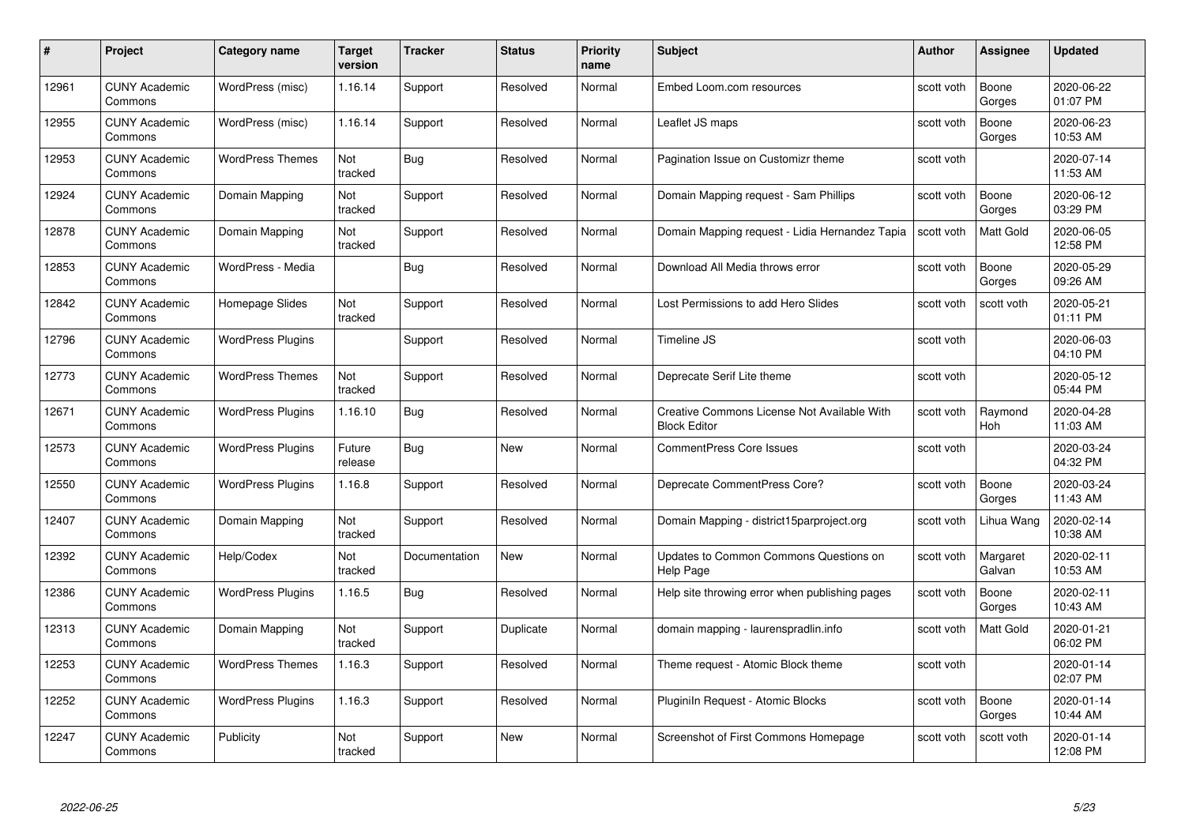| # | Project | Category name | Target version | Tracker | Status | Priority name | Subject | Author | Assignee | Updated |
|---|---|---|---|---|---|---|---|---|---|---|
| 12961 | CUNY Academic Commons | WordPress (misc) | 1.16.14 | Support | Resolved | Normal | Embed Loom.com resources | scott voth | Boone Gorges | 2020-06-22 01:07 PM |
| 12955 | CUNY Academic Commons | WordPress (misc) | 1.16.14 | Support | Resolved | Normal | Leaflet JS maps | scott voth | Boone Gorges | 2020-06-23 10:53 AM |
| 12953 | CUNY Academic Commons | WordPress Themes | Not tracked | Bug | Resolved | Normal | Pagination Issue on Customizr theme | scott voth | | 2020-07-14 11:53 AM |
| 12924 | CUNY Academic Commons | Domain Mapping | Not tracked | Support | Resolved | Normal | Domain Mapping request - Sam Phillips | scott voth | Boone Gorges | 2020-06-12 03:29 PM |
| 12878 | CUNY Academic Commons | Domain Mapping | Not tracked | Support | Resolved | Normal | Domain Mapping request - Lidia Hernandez Tapia | scott voth | Matt Gold | 2020-06-05 12:58 PM |
| 12853 | CUNY Academic Commons | WordPress - Media | | Bug | Resolved | Normal | Download All Media throws error | scott voth | Boone Gorges | 2020-05-29 09:26 AM |
| 12842 | CUNY Academic Commons | Homepage Slides | Not tracked | Support | Resolved | Normal | Lost Permissions to add Hero Slides | scott voth | scott voth | 2020-05-21 01:11 PM |
| 12796 | CUNY Academic Commons | WordPress Plugins | | Support | Resolved | Normal | Timeline JS | scott voth | | 2020-06-03 04:10 PM |
| 12773 | CUNY Academic Commons | WordPress Themes | Not tracked | Support | Resolved | Normal | Deprecate Serif Lite theme | scott voth | | 2020-05-12 05:44 PM |
| 12671 | CUNY Academic Commons | WordPress Plugins | 1.16.10 | Bug | Resolved | Normal | Creative Commons License Not Available With Block Editor | scott voth | Raymond Hoh | 2020-04-28 11:03 AM |
| 12573 | CUNY Academic Commons | WordPress Plugins | Future release | Bug | New | Normal | CommentPress Core Issues | scott voth | | 2020-03-24 04:32 PM |
| 12550 | CUNY Academic Commons | WordPress Plugins | 1.16.8 | Support | Resolved | Normal | Deprecate CommentPress Core? | scott voth | Boone Gorges | 2020-03-24 11:43 AM |
| 12407 | CUNY Academic Commons | Domain Mapping | Not tracked | Support | Resolved | Normal | Domain Mapping - district15parproject.org | scott voth | Lihua Wang | 2020-02-14 10:38 AM |
| 12392 | CUNY Academic Commons | Help/Codex | Not tracked | Documentation | New | Normal | Updates to Common Commons Questions on Help Page | scott voth | Margaret Galvan | 2020-02-11 10:53 AM |
| 12386 | CUNY Academic Commons | WordPress Plugins | 1.16.5 | Bug | Resolved | Normal | Help site throwing error when publishing pages | scott voth | Boone Gorges | 2020-02-11 10:43 AM |
| 12313 | CUNY Academic Commons | Domain Mapping | Not tracked | Support | Duplicate | Normal | domain mapping - laurenspradlin.info | scott voth | Matt Gold | 2020-01-21 06:02 PM |
| 12253 | CUNY Academic Commons | WordPress Themes | 1.16.3 | Support | Resolved | Normal | Theme request - Atomic Block theme | scott voth | | 2020-01-14 02:07 PM |
| 12252 | CUNY Academic Commons | WordPress Plugins | 1.16.3 | Support | Resolved | Normal | Pluginiln Request - Atomic Blocks | scott voth | Boone Gorges | 2020-01-14 10:44 AM |
| 12247 | CUNY Academic Commons | Publicity | Not tracked | Support | New | Normal | Screenshot of First Commons Homepage | scott voth | scott voth | 2020-01-14 12:08 PM |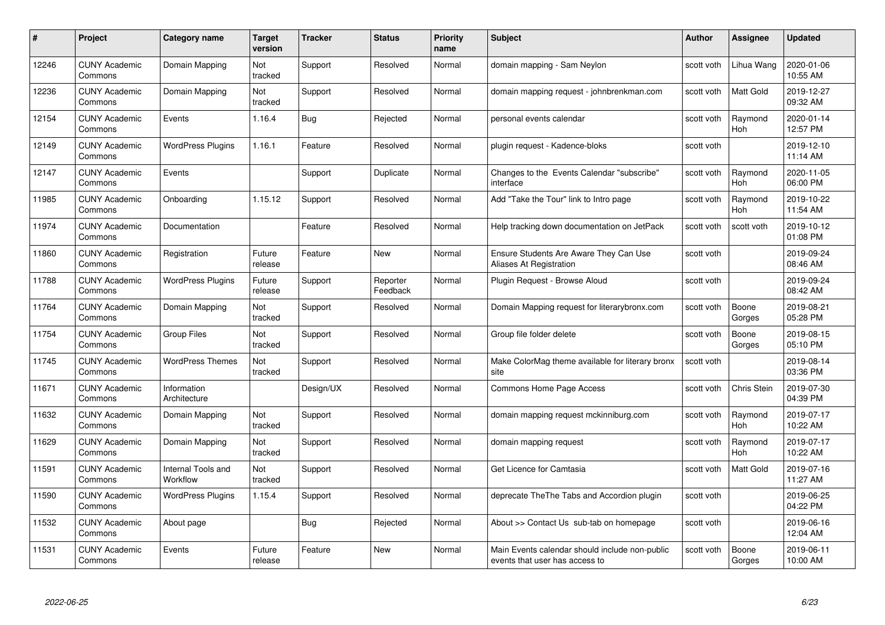| # | Project | Category name | Target version | Tracker | Status | Priority name | Subject | Author | Assignee | Updated |
|---|---|---|---|---|---|---|---|---|---|---|
| 12246 | CUNY Academic Commons | Domain Mapping | Not tracked | Support | Resolved | Normal | domain mapping - Sam Neylon | scott voth | Lihua Wang | 2020-01-06 10:55 AM |
| 12236 | CUNY Academic Commons | Domain Mapping | Not tracked | Support | Resolved | Normal | domain mapping request - johnbrenkman.com | scott voth | Matt Gold | 2019-12-27 09:32 AM |
| 12154 | CUNY Academic Commons | Events | 1.16.4 | Bug | Rejected | Normal | personal events calendar | scott voth | Raymond Hoh | 2020-01-14 12:57 PM |
| 12149 | CUNY Academic Commons | WordPress Plugins | 1.16.1 | Feature | Resolved | Normal | plugin request - Kadence-bloks | scott voth | | 2019-12-10 11:14 AM |
| 12147 | CUNY Academic Commons | Events | | Support | Duplicate | Normal | Changes to the Events Calendar "subscribe" interface | scott voth | Raymond Hoh | 2020-11-05 06:00 PM |
| 11985 | CUNY Academic Commons | Onboarding | 1.15.12 | Support | Resolved | Normal | Add "Take the Tour" link to Intro page | scott voth | Raymond Hoh | 2019-10-22 11:54 AM |
| 11974 | CUNY Academic Commons | Documentation | | Feature | Resolved | Normal | Help tracking down documentation on JetPack | scott voth | scott voth | 2019-10-12 01:08 PM |
| 11860 | CUNY Academic Commons | Registration | Future release | Feature | New | Normal | Ensure Students Are Aware They Can Use Aliases At Registration | scott voth | | 2019-09-24 08:46 AM |
| 11788 | CUNY Academic Commons | WordPress Plugins | Future release | Support | Reporter Feedback | Normal | Plugin Request - Browse Aloud | scott voth | | 2019-09-24 08:42 AM |
| 11764 | CUNY Academic Commons | Domain Mapping | Not tracked | Support | Resolved | Normal | Domain Mapping request for literarybronx.com | scott voth | Boone Gorges | 2019-08-21 05:28 PM |
| 11754 | CUNY Academic Commons | Group Files | Not tracked | Support | Resolved | Normal | Group file folder delete | scott voth | Boone Gorges | 2019-08-15 05:10 PM |
| 11745 | CUNY Academic Commons | WordPress Themes | Not tracked | Support | Resolved | Normal | Make ColorMag theme available for literary bronx site | scott voth | | 2019-08-14 03:36 PM |
| 11671 | CUNY Academic Commons | Information Architecture | | Design/UX | Resolved | Normal | Commons Home Page Access | scott voth | Chris Stein | 2019-07-30 04:39 PM |
| 11632 | CUNY Academic Commons | Domain Mapping | Not tracked | Support | Resolved | Normal | domain mapping request mckinniburg.com | scott voth | Raymond Hoh | 2019-07-17 10:22 AM |
| 11629 | CUNY Academic Commons | Domain Mapping | Not tracked | Support | Resolved | Normal | domain mapping request | scott voth | Raymond Hoh | 2019-07-17 10:22 AM |
| 11591 | CUNY Academic Commons | Internal Tools and Workflow | Not tracked | Support | Resolved | Normal | Get Licence for Camtasia | scott voth | Matt Gold | 2019-07-16 11:27 AM |
| 11590 | CUNY Academic Commons | WordPress Plugins | 1.15.4 | Support | Resolved | Normal | deprecate TheThe Tabs and Accordion plugin | scott voth | | 2019-06-25 04:22 PM |
| 11532 | CUNY Academic Commons | About page | | Bug | Rejected | Normal | About >> Contact Us sub-tab on homepage | scott voth | | 2019-06-16 12:04 AM |
| 11531 | CUNY Academic Commons | Events | Future release | Feature | New | Normal | Main Events calendar should include non-public events that user has access to | scott voth | Boone Gorges | 2019-06-11 10:00 AM |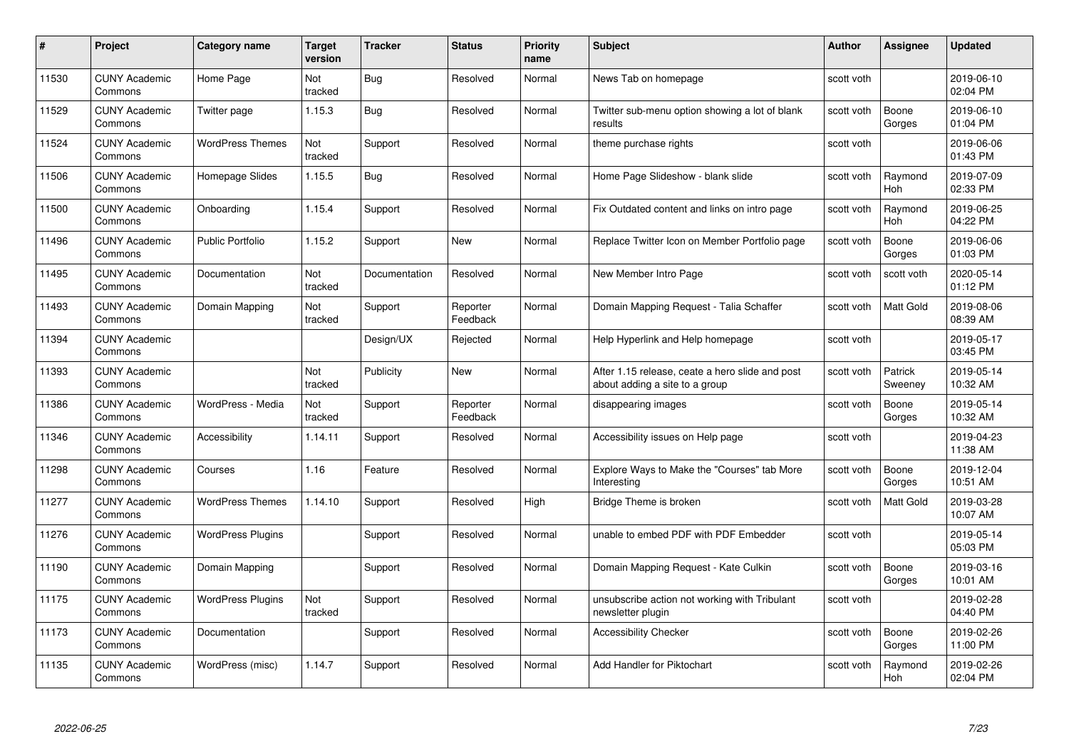| # | Project | Category name | Target version | Tracker | Status | Priority name | Subject | Author | Assignee | Updated |
|---|---|---|---|---|---|---|---|---|---|---|
| 11530 | CUNY Academic Commons | Home Page | Not tracked | Bug | Resolved | Normal | News Tab on homepage | scott voth | | 2019-06-10 02:04 PM |
| 11529 | CUNY Academic Commons | Twitter page | 1.15.3 | Bug | Resolved | Normal | Twitter sub-menu option showing a lot of blank results | scott voth | Boone Gorges | 2019-06-10 01:04 PM |
| 11524 | CUNY Academic Commons | WordPress Themes | Not tracked | Support | Resolved | Normal | theme purchase rights | scott voth | | 2019-06-06 01:43 PM |
| 11506 | CUNY Academic Commons | Homepage Slides | 1.15.5 | Bug | Resolved | Normal | Home Page Slideshow - blank slide | scott voth | Raymond Hoh | 2019-07-09 02:33 PM |
| 11500 | CUNY Academic Commons | Onboarding | 1.15.4 | Support | Resolved | Normal | Fix Outdated content and links on intro page | scott voth | Raymond Hoh | 2019-06-25 04:22 PM |
| 11496 | CUNY Academic Commons | Public Portfolio | 1.15.2 | Support | New | Normal | Replace Twitter Icon on Member Portfolio page | scott voth | Boone Gorges | 2019-06-06 01:03 PM |
| 11495 | CUNY Academic Commons | Documentation | Not tracked | Documentation | Resolved | Normal | New Member Intro Page | scott voth | scott voth | 2020-05-14 01:12 PM |
| 11493 | CUNY Academic Commons | Domain Mapping | Not tracked | Support | Reporter Feedback | Normal | Domain Mapping Request - Talia Schaffer | scott voth | Matt Gold | 2019-08-06 08:39 AM |
| 11394 | CUNY Academic Commons | | | Design/UX | Rejected | Normal | Help Hyperlink and Help homepage | scott voth | | 2019-05-17 03:45 PM |
| 11393 | CUNY Academic Commons | | Not tracked | Publicity | New | Normal | After 1.15 release, ceate a hero slide and post about adding a site to a group | scott voth | Patrick Sweeney | 2019-05-14 10:32 AM |
| 11386 | CUNY Academic Commons | WordPress - Media | Not tracked | Support | Reporter Feedback | Normal | disappearing images | scott voth | Boone Gorges | 2019-05-14 10:32 AM |
| 11346 | CUNY Academic Commons | Accessibility | 1.14.11 | Support | Resolved | Normal | Accessibility issues on Help page | scott voth | | 2019-04-23 11:38 AM |
| 11298 | CUNY Academic Commons | Courses | 1.16 | Feature | Resolved | Normal | Explore Ways to Make the "Courses" tab More Interesting | scott voth | Boone Gorges | 2019-12-04 10:51 AM |
| 11277 | CUNY Academic Commons | WordPress Themes | 1.14.10 | Support | Resolved | High | Bridge Theme is broken | scott voth | Matt Gold | 2019-03-28 10:07 AM |
| 11276 | CUNY Academic Commons | WordPress Plugins | | Support | Resolved | Normal | unable to embed PDF with PDF Embedder | scott voth | | 2019-05-14 05:03 PM |
| 11190 | CUNY Academic Commons | Domain Mapping | | Support | Resolved | Normal | Domain Mapping Request - Kate Culkin | scott voth | Boone Gorges | 2019-03-16 10:01 AM |
| 11175 | CUNY Academic Commons | WordPress Plugins | Not tracked | Support | Resolved | Normal | unsubscribe action not working with Tribulant newsletter plugin | scott voth | | 2019-02-28 04:40 PM |
| 11173 | CUNY Academic Commons | Documentation | | Support | Resolved | Normal | Accessibility Checker | scott voth | Boone Gorges | 2019-02-26 11:00 PM |
| 11135 | CUNY Academic Commons | WordPress (misc) | 1.14.7 | Support | Resolved | Normal | Add Handler for Piktochart | scott voth | Raymond Hoh | 2019-02-26 02:04 PM |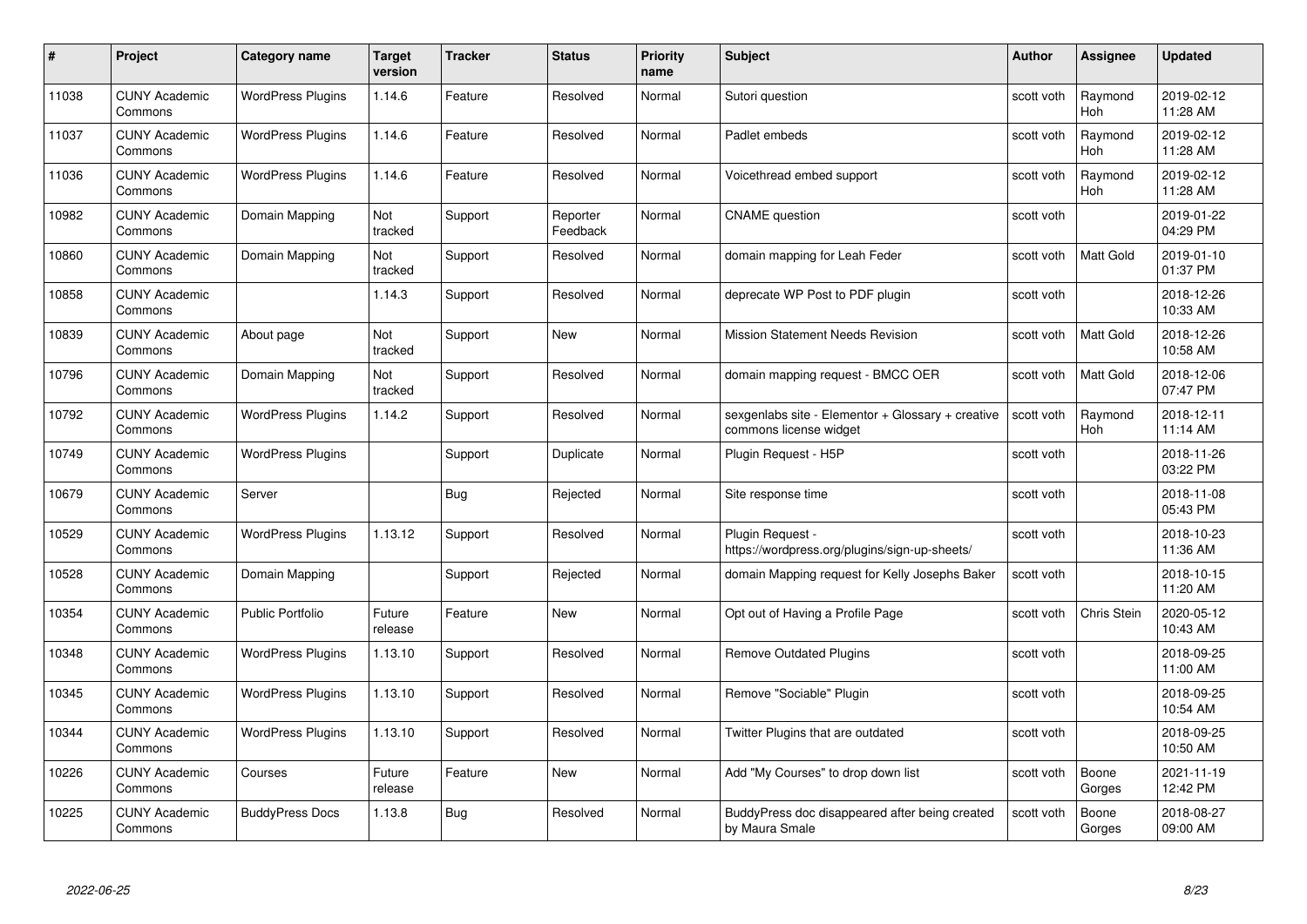| # | Project | Category name | Target version | Tracker | Status | Priority name | Subject | Author | Assignee | Updated |
|---|---|---|---|---|---|---|---|---|---|---|
| 11038 | CUNY Academic Commons | WordPress Plugins | 1.14.6 | Feature | Resolved | Normal | Sutori question | scott voth | Raymond Hoh | 2019-02-12 11:28 AM |
| 11037 | CUNY Academic Commons | WordPress Plugins | 1.14.6 | Feature | Resolved | Normal | Padlet embeds | scott voth | Raymond Hoh | 2019-02-12 11:28 AM |
| 11036 | CUNY Academic Commons | WordPress Plugins | 1.14.6 | Feature | Resolved | Normal | Voicethread embed support | scott voth | Raymond Hoh | 2019-02-12 11:28 AM |
| 10982 | CUNY Academic Commons | Domain Mapping | Not tracked | Support | Reporter Feedback | Normal | CNAME question | scott voth | | 2019-01-22 04:29 PM |
| 10860 | CUNY Academic Commons | Domain Mapping | Not tracked | Support | Resolved | Normal | domain mapping for Leah Feder | scott voth | Matt Gold | 2019-01-10 01:37 PM |
| 10858 | CUNY Academic Commons | | 1.14.3 | Support | Resolved | Normal | deprecate WP Post to PDF plugin | scott voth | | 2018-12-26 10:33 AM |
| 10839 | CUNY Academic Commons | About page | Not tracked | Support | New | Normal | Mission Statement Needs Revision | scott voth | Matt Gold | 2018-12-26 10:58 AM |
| 10796 | CUNY Academic Commons | Domain Mapping | Not tracked | Support | Resolved | Normal | domain mapping request - BMCC OER | scott voth | Matt Gold | 2018-12-06 07:47 PM |
| 10792 | CUNY Academic Commons | WordPress Plugins | 1.14.2 | Support | Resolved | Normal | sexgenlabs site - Elementor + Glossary + creative commons license widget | scott voth | Raymond Hoh | 2018-12-11 11:14 AM |
| 10749 | CUNY Academic Commons | WordPress Plugins | | Support | Duplicate | Normal | Plugin Request - H5P | scott voth | | 2018-11-26 03:22 PM |
| 10679 | CUNY Academic Commons | Server | | Bug | Rejected | Normal | Site response time | scott voth | | 2018-11-08 05:43 PM |
| 10529 | CUNY Academic Commons | WordPress Plugins | 1.13.12 | Support | Resolved | Normal | Plugin Request - https://wordpress.org/plugins/sign-up-sheets/ | scott voth | | 2018-10-23 11:36 AM |
| 10528 | CUNY Academic Commons | Domain Mapping | | Support | Rejected | Normal | domain Mapping request for Kelly Josephs Baker | scott voth | | 2018-10-15 11:20 AM |
| 10354 | CUNY Academic Commons | Public Portfolio | Future release | Feature | New | Normal | Opt out of Having a Profile Page | scott voth | Chris Stein | 2020-05-12 10:43 AM |
| 10348 | CUNY Academic Commons | WordPress Plugins | 1.13.10 | Support | Resolved | Normal | Remove Outdated Plugins | scott voth | | 2018-09-25 11:00 AM |
| 10345 | CUNY Academic Commons | WordPress Plugins | 1.13.10 | Support | Resolved | Normal | Remove "Sociable" Plugin | scott voth | | 2018-09-25 10:54 AM |
| 10344 | CUNY Academic Commons | WordPress Plugins | 1.13.10 | Support | Resolved | Normal | Twitter Plugins that are outdated | scott voth | | 2018-09-25 10:50 AM |
| 10226 | CUNY Academic Commons | Courses | Future release | Feature | New | Normal | Add "My Courses" to drop down list | scott voth | Boone Gorges | 2021-11-19 12:42 PM |
| 10225 | CUNY Academic Commons | BuddyPress Docs | 1.13.8 | Bug | Resolved | Normal | BuddyPress doc disappeared after being created by Maura Smale | scott voth | Boone Gorges | 2018-08-27 09:00 AM |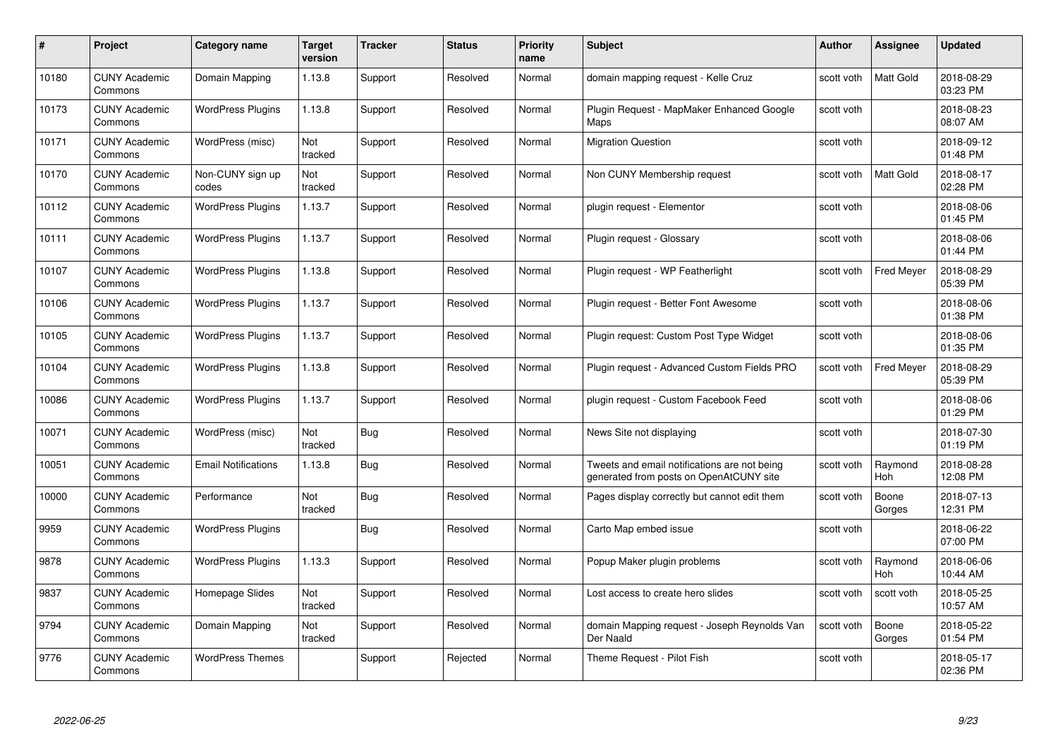| # | Project | Category name | Target version | Tracker | Status | Priority name | Subject | Author | Assignee | Updated |
|---|---|---|---|---|---|---|---|---|---|---|
| 10180 | CUNY Academic Commons | Domain Mapping | 1.13.8 | Support | Resolved | Normal | domain mapping request - Kelle Cruz | scott voth | Matt Gold | 2018-08-29 03:23 PM |
| 10173 | CUNY Academic Commons | WordPress Plugins | 1.13.8 | Support | Resolved | Normal | Plugin Request - MapMaker Enhanced Google Maps | scott voth | | 2018-08-23 08:07 AM |
| 10171 | CUNY Academic Commons | WordPress (misc) | Not tracked | Support | Resolved | Normal | Migration Question | scott voth | | 2018-09-12 01:48 PM |
| 10170 | CUNY Academic Commons | Non-CUNY sign up codes | Not tracked | Support | Resolved | Normal | Non CUNY Membership request | scott voth | Matt Gold | 2018-08-17 02:28 PM |
| 10112 | CUNY Academic Commons | WordPress Plugins | 1.13.7 | Support | Resolved | Normal | plugin request - Elementor | scott voth | | 2018-08-06 01:45 PM |
| 10111 | CUNY Academic Commons | WordPress Plugins | 1.13.7 | Support | Resolved | Normal | Plugin request - Glossary | scott voth | | 2018-08-06 01:44 PM |
| 10107 | CUNY Academic Commons | WordPress Plugins | 1.13.8 | Support | Resolved | Normal | Plugin request - WP Featherlight | scott voth | Fred Meyer | 2018-08-29 05:39 PM |
| 10106 | CUNY Academic Commons | WordPress Plugins | 1.13.7 | Support | Resolved | Normal | Plugin request - Better Font Awesome | scott voth | | 2018-08-06 01:38 PM |
| 10105 | CUNY Academic Commons | WordPress Plugins | 1.13.7 | Support | Resolved | Normal | Plugin request: Custom Post Type Widget | scott voth | | 2018-08-06 01:35 PM |
| 10104 | CUNY Academic Commons | WordPress Plugins | 1.13.8 | Support | Resolved | Normal | Plugin request - Advanced Custom Fields PRO | scott voth | Fred Meyer | 2018-08-29 05:39 PM |
| 10086 | CUNY Academic Commons | WordPress Plugins | 1.13.7 | Support | Resolved | Normal | plugin request - Custom Facebook Feed | scott voth | | 2018-08-06 01:29 PM |
| 10071 | CUNY Academic Commons | WordPress (misc) | Not tracked | Bug | Resolved | Normal | News Site not displaying | scott voth | | 2018-07-30 01:19 PM |
| 10051 | CUNY Academic Commons | Email Notifications | 1.13.8 | Bug | Resolved | Normal | Tweets and email notifications are not being generated from posts on OpenAtCUNY site | scott voth | Raymond Hoh | 2018-08-28 12:08 PM |
| 10000 | CUNY Academic Commons | Performance | Not tracked | Bug | Resolved | Normal | Pages display correctly but cannot edit them | scott voth | Boone Gorges | 2018-07-13 12:31 PM |
| 9959 | CUNY Academic Commons | WordPress Plugins | | Bug | Resolved | Normal | Carto Map embed issue | scott voth | | 2018-06-22 07:00 PM |
| 9878 | CUNY Academic Commons | WordPress Plugins | 1.13.3 | Support | Resolved | Normal | Popup Maker plugin problems | scott voth | Raymond Hoh | 2018-06-06 10:44 AM |
| 9837 | CUNY Academic Commons | Homepage Slides | Not tracked | Support | Resolved | Normal | Lost access to create hero slides | scott voth | scott voth | 2018-05-25 10:57 AM |
| 9794 | CUNY Academic Commons | Domain Mapping | Not tracked | Support | Resolved | Normal | domain Mapping request - Joseph Reynolds Van Der Naald | scott voth | Boone Gorges | 2018-05-22 01:54 PM |
| 9776 | CUNY Academic Commons | WordPress Themes | | Support | Rejected | Normal | Theme Request - Pilot Fish | scott voth | | 2018-05-17 02:36 PM |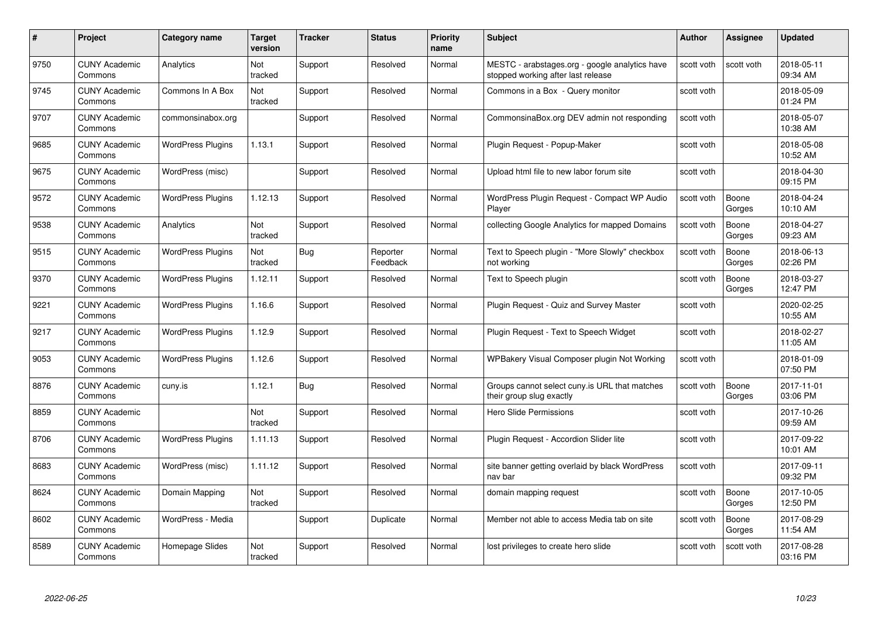| # | Project | Category name | Target version | Tracker | Status | Priority name | Subject | Author | Assignee | Updated |
|---|---|---|---|---|---|---|---|---|---|---|
| 9750 | CUNY Academic Commons | Analytics | Not tracked | Support | Resolved | Normal | MESTC - arabstages.org - google analytics have stopped working after last release | scott voth | scott voth | 2018-05-11 09:34 AM |
| 9745 | CUNY Academic Commons | Commons In A Box | Not tracked | Support | Resolved | Normal | Commons in a Box - Query monitor | scott voth | | 2018-05-09 01:24 PM |
| 9707 | CUNY Academic Commons | commonsinabox.org | | Support | Resolved | Normal | CommonsinaBox.org DEV admin not responding | scott voth | | 2018-05-07 10:38 AM |
| 9685 | CUNY Academic Commons | WordPress Plugins | 1.13.1 | Support | Resolved | Normal | Plugin Request - Popup-Maker | scott voth | | 2018-05-08 10:52 AM |
| 9675 | CUNY Academic Commons | WordPress (misc) | | Support | Resolved | Normal | Upload html file to new labor forum site | scott voth | | 2018-04-30 09:15 PM |
| 9572 | CUNY Academic Commons | WordPress Plugins | 1.12.13 | Support | Resolved | Normal | WordPress Plugin Request - Compact WP Audio Player | scott voth | Boone Gorges | 2018-04-24 10:10 AM |
| 9538 | CUNY Academic Commons | Analytics | Not tracked | Support | Resolved | Normal | collecting Google Analytics for mapped Domains | scott voth | Boone Gorges | 2018-04-27 09:23 AM |
| 9515 | CUNY Academic Commons | WordPress Plugins | Not tracked | Bug | Reporter Feedback | Normal | Text to Speech plugin - "More Slowly" checkbox not working | scott voth | Boone Gorges | 2018-06-13 02:26 PM |
| 9370 | CUNY Academic Commons | WordPress Plugins | 1.12.11 | Support | Resolved | Normal | Text to Speech plugin | scott voth | Boone Gorges | 2018-03-27 12:47 PM |
| 9221 | CUNY Academic Commons | WordPress Plugins | 1.16.6 | Support | Resolved | Normal | Plugin Request - Quiz and Survey Master | scott voth | | 2020-02-25 10:55 AM |
| 9217 | CUNY Academic Commons | WordPress Plugins | 1.12.9 | Support | Resolved | Normal | Plugin Request - Text to Speech Widget | scott voth | | 2018-02-27 11:05 AM |
| 9053 | CUNY Academic Commons | WordPress Plugins | 1.12.6 | Support | Resolved | Normal | WPBakery Visual Composer plugin Not Working | scott voth | | 2018-01-09 07:50 PM |
| 8876 | CUNY Academic Commons | cuny.is | 1.12.1 | Bug | Resolved | Normal | Groups cannot select cuny.is URL that matches their group slug exactly | scott voth | Boone Gorges | 2017-11-01 03:06 PM |
| 8859 | CUNY Academic Commons | | Not tracked | Support | Resolved | Normal | Hero Slide Permissions | scott voth | | 2017-10-26 09:59 AM |
| 8706 | CUNY Academic Commons | WordPress Plugins | 1.11.13 | Support | Resolved | Normal | Plugin Request - Accordion Slider lite | scott voth | | 2017-09-22 10:01 AM |
| 8683 | CUNY Academic Commons | WordPress (misc) | 1.11.12 | Support | Resolved | Normal | site banner getting overlaid by black WordPress nav bar | scott voth | | 2017-09-11 09:32 PM |
| 8624 | CUNY Academic Commons | Domain Mapping | Not tracked | Support | Resolved | Normal | domain mapping request | scott voth | Boone Gorges | 2017-10-05 12:50 PM |
| 8602 | CUNY Academic Commons | WordPress - Media | | Support | Duplicate | Normal | Member not able to access Media tab on site | scott voth | Boone Gorges | 2017-08-29 11:54 AM |
| 8589 | CUNY Academic Commons | Homepage Slides | Not tracked | Support | Resolved | Normal | lost privileges to create hero slide | scott voth | scott voth | 2017-08-28 03:16 PM |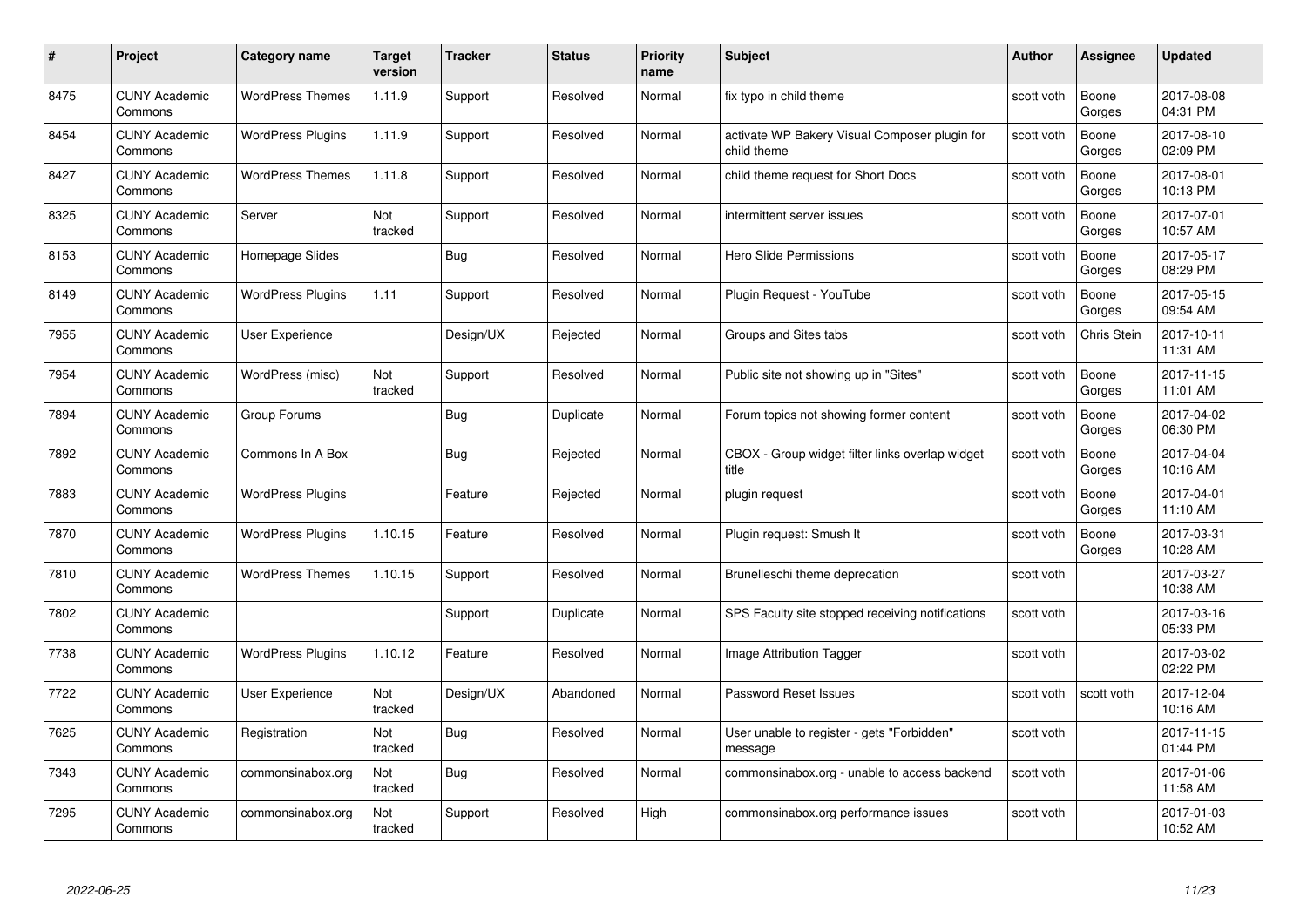| # | Project | Category name | Target version | Tracker | Status | Priority name | Subject | Author | Assignee | Updated |
|---|---|---|---|---|---|---|---|---|---|---|
| 8475 | CUNY Academic Commons | WordPress Themes | 1.11.9 | Support | Resolved | Normal | fix typo in child theme | scott voth | Boone Gorges | 2017-08-08 04:31 PM |
| 8454 | CUNY Academic Commons | WordPress Plugins | 1.11.9 | Support | Resolved | Normal | activate WP Bakery Visual Composer plugin for child theme | scott voth | Boone Gorges | 2017-08-10 02:09 PM |
| 8427 | CUNY Academic Commons | WordPress Themes | 1.11.8 | Support | Resolved | Normal | child theme request for Short Docs | scott voth | Boone Gorges | 2017-08-01 10:13 PM |
| 8325 | CUNY Academic Commons | Server | Not tracked | Support | Resolved | Normal | intermittent server issues | scott voth | Boone Gorges | 2017-07-01 10:57 AM |
| 8153 | CUNY Academic Commons | Homepage Slides | | Bug | Resolved | Normal | Hero Slide Permissions | scott voth | Boone Gorges | 2017-05-17 08:29 PM |
| 8149 | CUNY Academic Commons | WordPress Plugins | 1.11 | Support | Resolved | Normal | Plugin Request - YouTube | scott voth | Boone Gorges | 2017-05-15 09:54 AM |
| 7955 | CUNY Academic Commons | User Experience | | Design/UX | Rejected | Normal | Groups and Sites tabs | scott voth | Chris Stein | 2017-10-11 11:31 AM |
| 7954 | CUNY Academic Commons | WordPress (misc) | Not tracked | Support | Resolved | Normal | Public site not showing up in "Sites" | scott voth | Boone Gorges | 2017-11-15 11:01 AM |
| 7894 | CUNY Academic Commons | Group Forums | | Bug | Duplicate | Normal | Forum topics not showing former content | scott voth | Boone Gorges | 2017-04-02 06:30 PM |
| 7892 | CUNY Academic Commons | Commons In A Box | | Bug | Rejected | Normal | CBOX - Group widget filter links overlap widget title | scott voth | Boone Gorges | 2017-04-04 10:16 AM |
| 7883 | CUNY Academic Commons | WordPress Plugins | | Feature | Rejected | Normal | plugin request | scott voth | Boone Gorges | 2017-04-01 11:10 AM |
| 7870 | CUNY Academic Commons | WordPress Plugins | 1.10.15 | Feature | Resolved | Normal | Plugin request: Smush It | scott voth | Boone Gorges | 2017-03-31 10:28 AM |
| 7810 | CUNY Academic Commons | WordPress Themes | 1.10.15 | Support | Resolved | Normal | Brunelleschi theme deprecation | scott voth | | 2017-03-27 10:38 AM |
| 7802 | CUNY Academic Commons | | | Support | Duplicate | Normal | SPS Faculty site stopped receiving notifications | scott voth | | 2017-03-16 05:33 PM |
| 7738 | CUNY Academic Commons | WordPress Plugins | 1.10.12 | Feature | Resolved | Normal | Image Attribution Tagger | scott voth | | 2017-03-02 02:22 PM |
| 7722 | CUNY Academic Commons | User Experience | Not tracked | Design/UX | Abandoned | Normal | Password Reset Issues | scott voth | scott voth | 2017-12-04 10:16 AM |
| 7625 | CUNY Academic Commons | Registration | Not tracked | Bug | Resolved | Normal | User unable to register - gets "Forbidden" message | scott voth | | 2017-11-15 01:44 PM |
| 7343 | CUNY Academic Commons | commonsinabox.org | Not tracked | Bug | Resolved | Normal | commonsinabox.org - unable to access backend | scott voth | | 2017-01-06 11:58 AM |
| 7295 | CUNY Academic Commons | commonsinabox.org | Not tracked | Support | Resolved | High | commonsinabox.org performance issues | scott voth | | 2017-01-03 10:52 AM |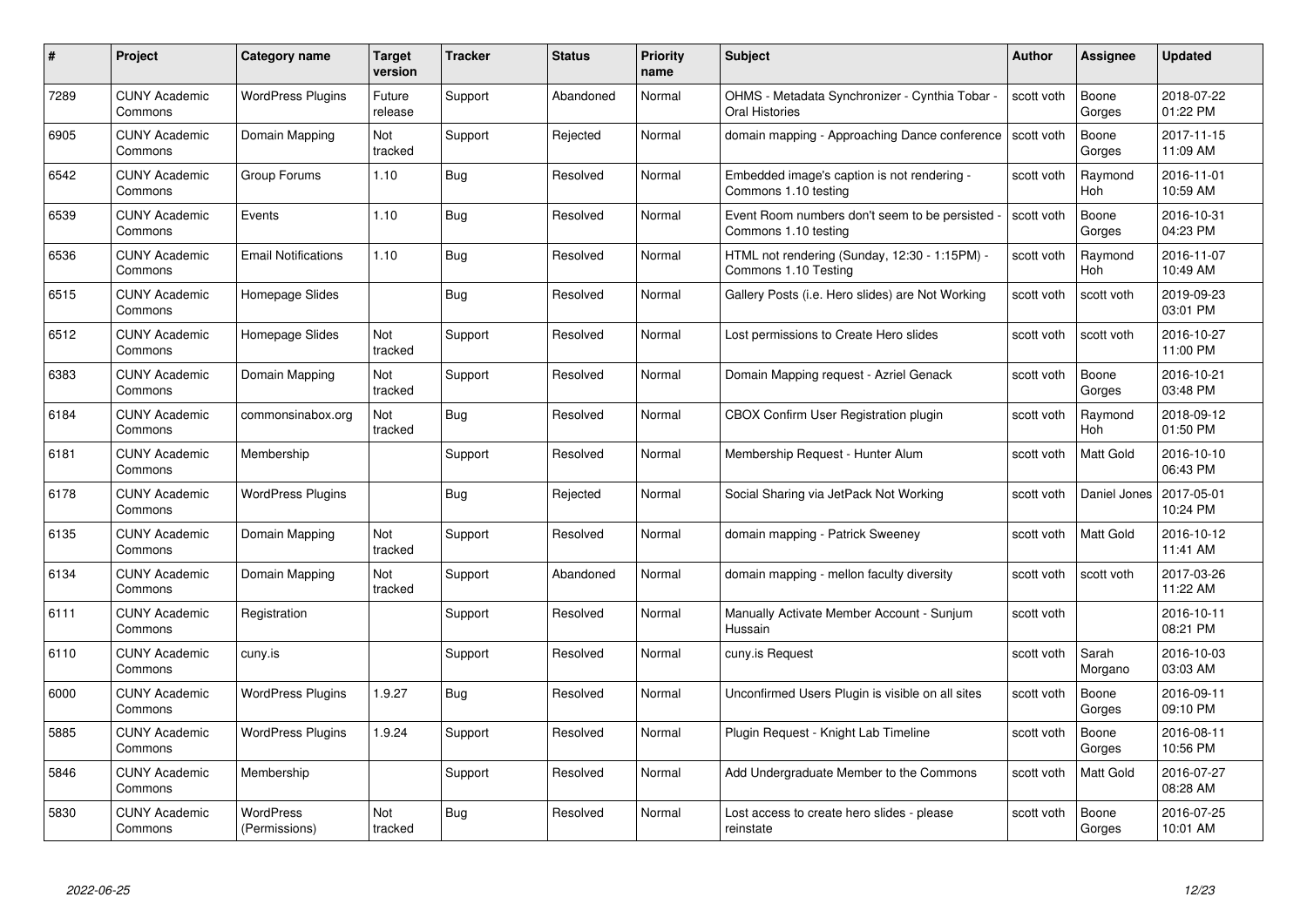| # | Project | Category name | Target version | Tracker | Status | Priority name | Subject | Author | Assignee | Updated |
|---|---|---|---|---|---|---|---|---|---|---|
| 7289 | CUNY Academic Commons | WordPress Plugins | Future release | Support | Abandoned | Normal | OHMS - Metadata Synchronizer - Cynthia Tobar - Oral Histories | scott voth | Boone Gorges | 2018-07-22 01:22 PM |
| 6905 | CUNY Academic Commons | Domain Mapping | Not tracked | Support | Rejected | Normal | domain mapping - Approaching Dance conference | scott voth | Boone Gorges | 2017-11-15 11:09 AM |
| 6542 | CUNY Academic Commons | Group Forums | 1.10 | Bug | Resolved | Normal | Embedded image's caption is not rendering - Commons 1.10 testing | scott voth | Raymond Hoh | 2016-11-01 10:59 AM |
| 6539 | CUNY Academic Commons | Events | 1.10 | Bug | Resolved | Normal | Event Room numbers don't seem to be persisted - Commons 1.10 testing | scott voth | Boone Gorges | 2016-10-31 04:23 PM |
| 6536 | CUNY Academic Commons | Email Notifications | 1.10 | Bug | Resolved | Normal | HTML not rendering (Sunday, 12:30 - 1:15PM) - Commons 1.10 Testing | scott voth | Raymond Hoh | 2016-11-07 10:49 AM |
| 6515 | CUNY Academic Commons | Homepage Slides | | Bug | Resolved | Normal | Gallery Posts (i.e. Hero slides) are Not Working | scott voth | scott voth | 2019-09-23 03:01 PM |
| 6512 | CUNY Academic Commons | Homepage Slides | Not tracked | Support | Resolved | Normal | Lost permissions to Create Hero slides | scott voth | scott voth | 2016-10-27 11:00 PM |
| 6383 | CUNY Academic Commons | Domain Mapping | Not tracked | Support | Resolved | Normal | Domain Mapping request - Azriel Genack | scott voth | Boone Gorges | 2016-10-21 03:48 PM |
| 6184 | CUNY Academic Commons | commonsinabox.org | Not tracked | Bug | Resolved | Normal | CBOX Confirm User Registration plugin | scott voth | Raymond Hoh | 2018-09-12 01:50 PM |
| 6181 | CUNY Academic Commons | Membership | | Support | Resolved | Normal | Membership Request - Hunter Alum | scott voth | Matt Gold | 2016-10-10 06:43 PM |
| 6178 | CUNY Academic Commons | WordPress Plugins | | Bug | Rejected | Normal | Social Sharing via JetPack Not Working | scott voth | Daniel Jones | 2017-05-01 10:24 PM |
| 6135 | CUNY Academic Commons | Domain Mapping | Not tracked | Support | Resolved | Normal | domain mapping - Patrick Sweeney | scott voth | Matt Gold | 2016-10-12 11:41 AM |
| 6134 | CUNY Academic Commons | Domain Mapping | Not tracked | Support | Abandoned | Normal | domain mapping - mellon faculty diversity | scott voth | scott voth | 2017-03-26 11:22 AM |
| 6111 | CUNY Academic Commons | Registration | | Support | Resolved | Normal | Manually Activate Member Account - Sunjum Hussain | scott voth | | 2016-10-11 08:21 PM |
| 6110 | CUNY Academic Commons | cuny.is | | Support | Resolved | Normal | cuny.is Request | scott voth | Sarah Morgano | 2016-10-03 03:03 AM |
| 6000 | CUNY Academic Commons | WordPress Plugins | 1.9.27 | Bug | Resolved | Normal | Unconfirmed Users Plugin is visible on all sites | scott voth | Boone Gorges | 2016-09-11 09:10 PM |
| 5885 | CUNY Academic Commons | WordPress Plugins | 1.9.24 | Support | Resolved | Normal | Plugin Request - Knight Lab Timeline | scott voth | Boone Gorges | 2016-08-11 10:56 PM |
| 5846 | CUNY Academic Commons | Membership | | Support | Resolved | Normal | Add Undergraduate Member to the Commons | scott voth | Matt Gold | 2016-07-27 08:28 AM |
| 5830 | CUNY Academic Commons | WordPress (Permissions) | Not tracked | Bug | Resolved | Normal | Lost access to create hero slides - please reinstate | scott voth | Boone Gorges | 2016-07-25 10:01 AM |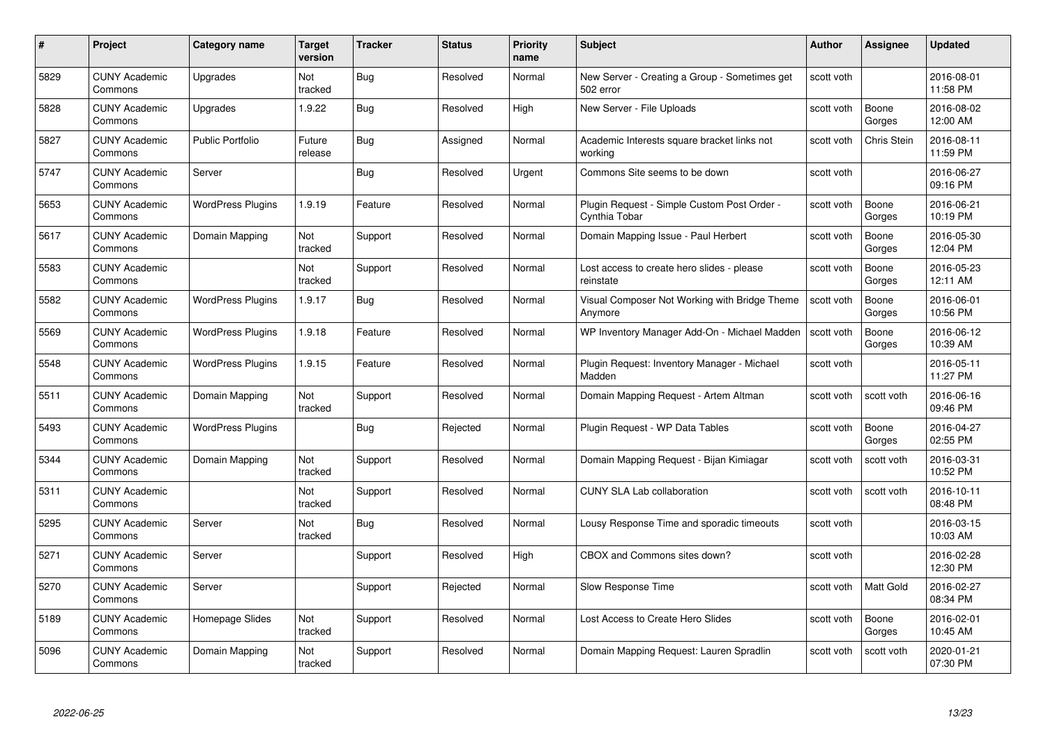| # | Project | Category name | Target version | Tracker | Status | Priority name | Subject | Author | Assignee | Updated |
|---|---|---|---|---|---|---|---|---|---|---|
| 5829 | CUNY Academic Commons | Upgrades | Not tracked | Bug | Resolved | Normal | New Server - Creating a Group - Sometimes get 502 error | scott voth | | 2016-08-01 11:58 PM |
| 5828 | CUNY Academic Commons | Upgrades | 1.9.22 | Bug | Resolved | High | New Server - File Uploads | scott voth | Boone Gorges | 2016-08-02 12:00 AM |
| 5827 | CUNY Academic Commons | Public Portfolio | Future release | Bug | Assigned | Normal | Academic Interests square bracket links not working | scott voth | Chris Stein | 2016-08-11 11:59 PM |
| 5747 | CUNY Academic Commons | Server | | Bug | Resolved | Urgent | Commons Site seems to be down | scott voth | | 2016-06-27 09:16 PM |
| 5653 | CUNY Academic Commons | WordPress Plugins | 1.9.19 | Feature | Resolved | Normal | Plugin Request - Simple Custom Post Order - Cynthia Tobar | scott voth | Boone Gorges | 2016-06-21 10:19 PM |
| 5617 | CUNY Academic Commons | Domain Mapping | Not tracked | Support | Resolved | Normal | Domain Mapping Issue - Paul Herbert | scott voth | Boone Gorges | 2016-05-30 12:04 PM |
| 5583 | CUNY Academic Commons | | Not tracked | Support | Resolved | Normal | Lost access to create hero slides - please reinstate | scott voth | Boone Gorges | 2016-05-23 12:11 AM |
| 5582 | CUNY Academic Commons | WordPress Plugins | 1.9.17 | Bug | Resolved | Normal | Visual Composer Not Working with Bridge Theme Anymore | scott voth | Boone Gorges | 2016-06-01 10:56 PM |
| 5569 | CUNY Academic Commons | WordPress Plugins | 1.9.18 | Feature | Resolved | Normal | WP Inventory Manager Add-On - Michael Madden | scott voth | Boone Gorges | 2016-06-12 10:39 AM |
| 5548 | CUNY Academic Commons | WordPress Plugins | 1.9.15 | Feature | Resolved | Normal | Plugin Request: Inventory Manager - Michael Madden | scott voth | | 2016-05-11 11:27 PM |
| 5511 | CUNY Academic Commons | Domain Mapping | Not tracked | Support | Resolved | Normal | Domain Mapping Request - Artem Altman | scott voth | scott voth | 2016-06-16 09:46 PM |
| 5493 | CUNY Academic Commons | WordPress Plugins | | Bug | Rejected | Normal | Plugin Request - WP Data Tables | scott voth | Boone Gorges | 2016-04-27 02:55 PM |
| 5344 | CUNY Academic Commons | Domain Mapping | Not tracked | Support | Resolved | Normal | Domain Mapping Request - Bijan Kimiagar | scott voth | scott voth | 2016-03-31 10:52 PM |
| 5311 | CUNY Academic Commons | | Not tracked | Support | Resolved | Normal | CUNY SLA Lab collaboration | scott voth | scott voth | 2016-10-11 08:48 PM |
| 5295 | CUNY Academic Commons | Server | Not tracked | Bug | Resolved | Normal | Lousy Response Time and sporadic timeouts | scott voth | | 2016-03-15 10:03 AM |
| 5271 | CUNY Academic Commons | Server | | Support | Resolved | High | CBOX and Commons sites down? | scott voth | | 2016-02-28 12:30 PM |
| 5270 | CUNY Academic Commons | Server | | Support | Rejected | Normal | Slow Response Time | scott voth | Matt Gold | 2016-02-27 08:34 PM |
| 5189 | CUNY Academic Commons | Homepage Slides | Not tracked | Support | Resolved | Normal | Lost Access to Create Hero Slides | scott voth | Boone Gorges | 2016-02-01 10:45 AM |
| 5096 | CUNY Academic Commons | Domain Mapping | Not tracked | Support | Resolved | Normal | Domain Mapping Request: Lauren Spradlin | scott voth | scott voth | 2020-01-21 07:30 PM |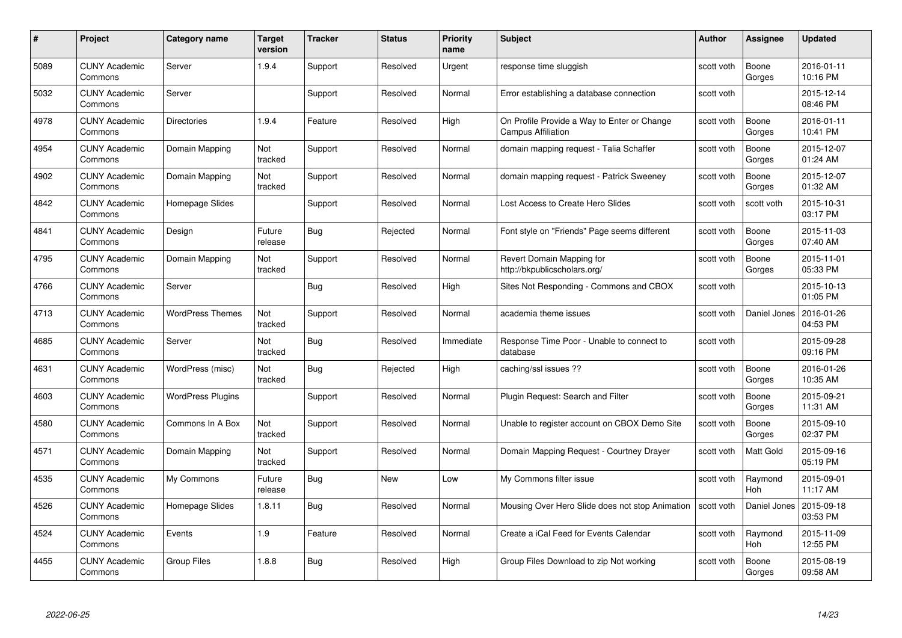| # | Project | Category name | Target version | Tracker | Status | Priority name | Subject | Author | Assignee | Updated |
|---|---|---|---|---|---|---|---|---|---|---|
| 5089 | CUNY Academic Commons | Server | 1.9.4 | Support | Resolved | Urgent | response time sluggish | scott voth | Boone Gorges | 2016-01-11 10:16 PM |
| 5032 | CUNY Academic Commons | Server | | Support | Resolved | Normal | Error establishing a database connection | scott voth | | 2015-12-14 08:46 PM |
| 4978 | CUNY Academic Commons | Directories | 1.9.4 | Feature | Resolved | High | On Profile Provide a Way to Enter or Change Campus Affiliation | scott voth | Boone Gorges | 2016-01-11 10:41 PM |
| 4954 | CUNY Academic Commons | Domain Mapping | Not tracked | Support | Resolved | Normal | domain mapping request - Talia Schaffer | scott voth | Boone Gorges | 2015-12-07 01:24 AM |
| 4902 | CUNY Academic Commons | Domain Mapping | Not tracked | Support | Resolved | Normal | domain mapping request - Patrick Sweeney | scott voth | Boone Gorges | 2015-12-07 01:32 AM |
| 4842 | CUNY Academic Commons | Homepage Slides | | Support | Resolved | Normal | Lost Access to Create Hero Slides | scott voth | scott voth | 2015-10-31 03:17 PM |
| 4841 | CUNY Academic Commons | Design | Future release | Bug | Rejected | Normal | Font style on "Friends" Page seems different | scott voth | Boone Gorges | 2015-11-03 07:40 AM |
| 4795 | CUNY Academic Commons | Domain Mapping | Not tracked | Support | Resolved | Normal | Revert Domain Mapping for http://bkpublicscholars.org/ | scott voth | Boone Gorges | 2015-11-01 05:33 PM |
| 4766 | CUNY Academic Commons | Server | | Bug | Resolved | High | Sites Not Responding - Commons and CBOX | scott voth | | 2015-10-13 01:05 PM |
| 4713 | CUNY Academic Commons | WordPress Themes | Not tracked | Support | Resolved | Normal | academia theme issues | scott voth | Daniel Jones | 2016-01-26 04:53 PM |
| 4685 | CUNY Academic Commons | Server | Not tracked | Bug | Resolved | Immediate | Response Time Poor - Unable to connect to database | scott voth | | 2015-09-28 09:16 PM |
| 4631 | CUNY Academic Commons | WordPress (misc) | Not tracked | Bug | Rejected | High | caching/ssl issues ?? | scott voth | Boone Gorges | 2016-01-26 10:35 AM |
| 4603 | CUNY Academic Commons | WordPress Plugins | | Support | Resolved | Normal | Plugin Request: Search and Filter | scott voth | Boone Gorges | 2015-09-21 11:31 AM |
| 4580 | CUNY Academic Commons | Commons In A Box | Not tracked | Support | Resolved | Normal | Unable to register account on CBOX Demo Site | scott voth | Boone Gorges | 2015-09-10 02:37 PM |
| 4571 | CUNY Academic Commons | Domain Mapping | Not tracked | Support | Resolved | Normal | Domain Mapping Request - Courtney Drayer | scott voth | Matt Gold | 2015-09-16 05:19 PM |
| 4535 | CUNY Academic Commons | My Commons | Future release | Bug | New | Low | My Commons filter issue | scott voth | Raymond Hoh | 2015-09-01 11:17 AM |
| 4526 | CUNY Academic Commons | Homepage Slides | 1.8.11 | Bug | Resolved | Normal | Mousing Over Hero Slide does not stop Animation | scott voth | Daniel Jones | 2015-09-18 03:53 PM |
| 4524 | CUNY Academic Commons | Events | 1.9 | Feature | Resolved | Normal | Create a iCal Feed for Events Calendar | scott voth | Raymond Hoh | 2015-11-09 12:55 PM |
| 4455 | CUNY Academic Commons | Group Files | 1.8.8 | Bug | Resolved | High | Group Files Download to zip Not working | scott voth | Boone Gorges | 2015-08-19 09:58 AM |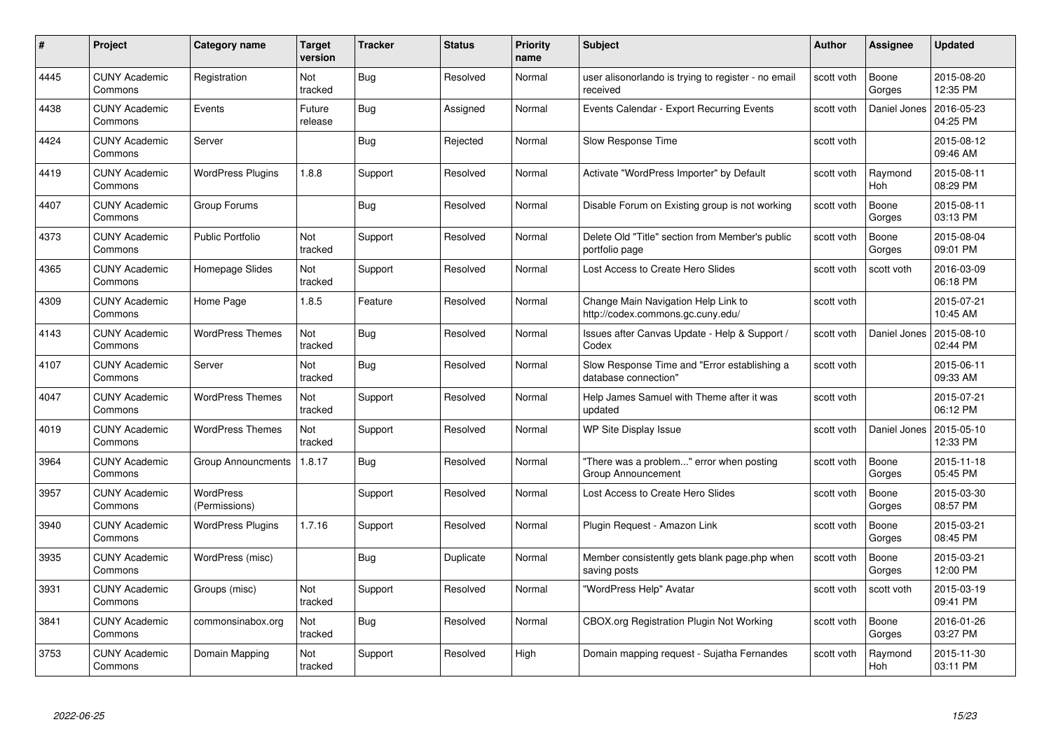| # | Project | Category name | Target version | Tracker | Status | Priority name | Subject | Author | Assignee | Updated |
|---|---|---|---|---|---|---|---|---|---|---|
| 4445 | CUNY Academic Commons | Registration | Not tracked | Bug | Resolved | Normal | user alisonorlando is trying to register - no email received | scott voth | Boone Gorges | 2015-08-20 12:35 PM |
| 4438 | CUNY Academic Commons | Events | Future release | Bug | Assigned | Normal | Events Calendar - Export Recurring Events | scott voth | Daniel Jones | 2016-05-23 04:25 PM |
| 4424 | CUNY Academic Commons | Server | | Bug | Rejected | Normal | Slow Response Time | scott voth | | 2015-08-12 09:46 AM |
| 4419 | CUNY Academic Commons | WordPress Plugins | 1.8.8 | Support | Resolved | Normal | Activate "WordPress Importer" by Default | scott voth | Raymond Hoh | 2015-08-11 08:29 PM |
| 4407 | CUNY Academic Commons | Group Forums | | Bug | Resolved | Normal | Disable Forum on Existing group is not working | scott voth | Boone Gorges | 2015-08-11 03:13 PM |
| 4373 | CUNY Academic Commons | Public Portfolio | Not tracked | Support | Resolved | Normal | Delete Old "Title" section from Member's public portfolio page | scott voth | Boone Gorges | 2015-08-04 09:01 PM |
| 4365 | CUNY Academic Commons | Homepage Slides | Not tracked | Support | Resolved | Normal | Lost Access to Create Hero Slides | scott voth | scott voth | 2016-03-09 06:18 PM |
| 4309 | CUNY Academic Commons | Home Page | 1.8.5 | Feature | Resolved | Normal | Change Main Navigation Help Link to http://codex.commons.gc.cuny.edu/ | scott voth | | 2015-07-21 10:45 AM |
| 4143 | CUNY Academic Commons | WordPress Themes | Not tracked | Bug | Resolved | Normal | Issues after Canvas Update - Help & Support / Codex | scott voth | Daniel Jones | 2015-08-10 02:44 PM |
| 4107 | CUNY Academic Commons | Server | Not tracked | Bug | Resolved | Normal | Slow Response Time and "Error establishing a database connection" | scott voth | | 2015-06-11 09:33 AM |
| 4047 | CUNY Academic Commons | WordPress Themes | Not tracked | Support | Resolved | Normal | Help James Samuel with Theme after it was updated | scott voth | | 2015-07-21 06:12 PM |
| 4019 | CUNY Academic Commons | WordPress Themes | Not tracked | Support | Resolved | Normal | WP Site Display Issue | scott voth | Daniel Jones | 2015-05-10 12:33 PM |
| 3964 | CUNY Academic Commons | Group Announcments | 1.8.17 | Bug | Resolved | Normal | "There was a problem..." error when posting Group Announcement | scott voth | Boone Gorges | 2015-11-18 05:45 PM |
| 3957 | CUNY Academic Commons | WordPress (Permissions) | | Support | Resolved | Normal | Lost Access to Create Hero Slides | scott voth | Boone Gorges | 2015-03-30 08:57 PM |
| 3940 | CUNY Academic Commons | WordPress Plugins | 1.7.16 | Support | Resolved | Normal | Plugin Request - Amazon Link | scott voth | Boone Gorges | 2015-03-21 08:45 PM |
| 3935 | CUNY Academic Commons | WordPress (misc) | | Bug | Duplicate | Normal | Member consistently gets blank page.php when saving posts | scott voth | Boone Gorges | 2015-03-21 12:00 PM |
| 3931 | CUNY Academic Commons | Groups (misc) | Not tracked | Support | Resolved | Normal | "WordPress Help" Avatar | scott voth | scott voth | 2015-03-19 09:41 PM |
| 3841 | CUNY Academic Commons | commonsinabox.org | Not tracked | Bug | Resolved | Normal | CBOX.org Registration Plugin Not Working | scott voth | Boone Gorges | 2016-01-26 03:27 PM |
| 3753 | CUNY Academic Commons | Domain Mapping | Not tracked | Support | Resolved | High | Domain mapping request - Sujatha Fernandes | scott voth | Raymond Hoh | 2015-11-30 03:11 PM |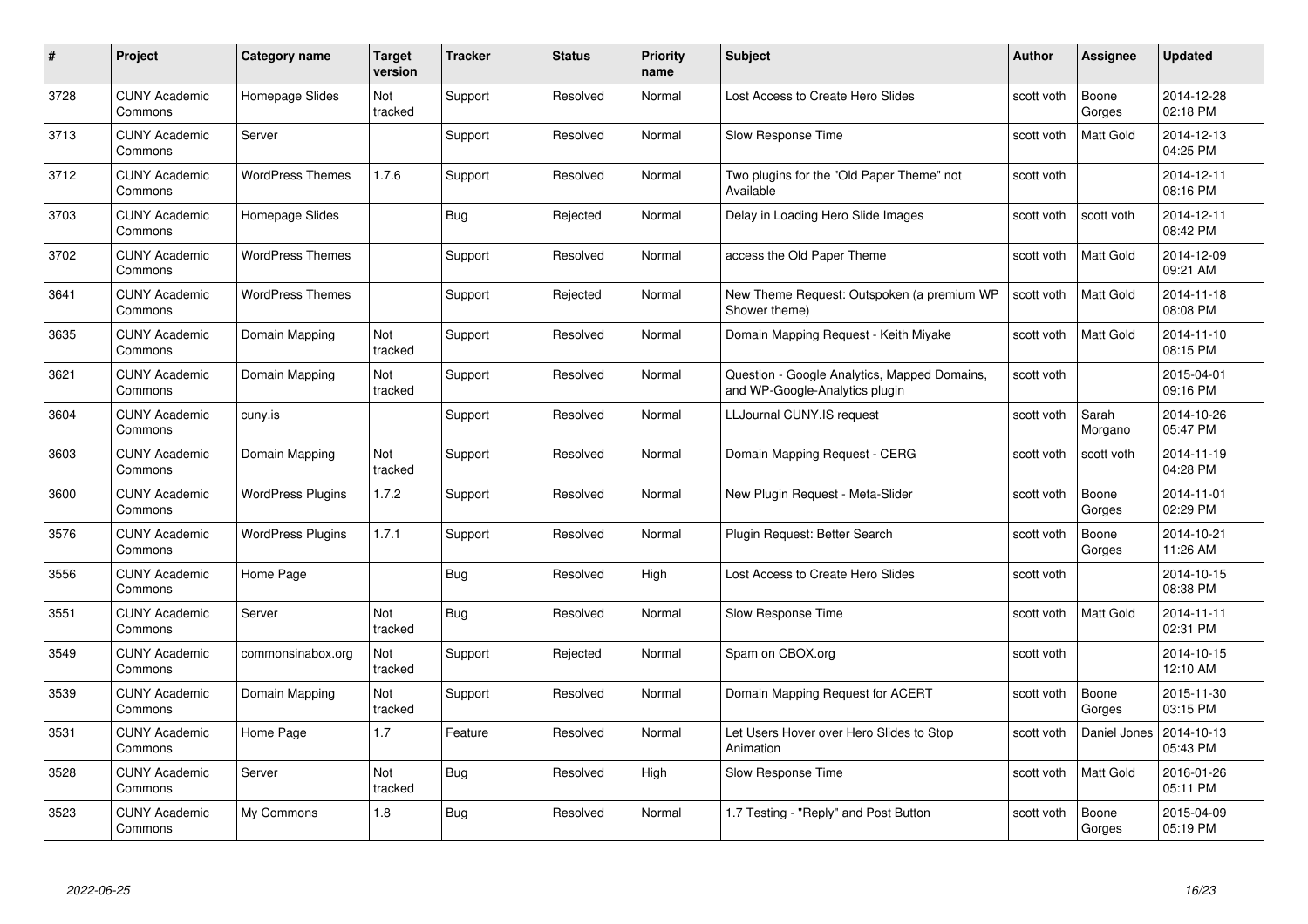| # | Project | Category name | Target version | Tracker | Status | Priority name | Subject | Author | Assignee | Updated |
|---|---|---|---|---|---|---|---|---|---|---|
| 3728 | CUNY Academic Commons | Homepage Slides | Not tracked | Support | Resolved | Normal | Lost Access to Create Hero Slides | scott voth | Boone Gorges | 2014-12-28 02:18 PM |
| 3713 | CUNY Academic Commons | Server | | Support | Resolved | Normal | Slow Response Time | scott voth | Matt Gold | 2014-12-13 04:25 PM |
| 3712 | CUNY Academic Commons | WordPress Themes | 1.7.6 | Support | Resolved | Normal | Two plugins for the "Old Paper Theme" not Available | scott voth | | 2014-12-11 08:16 PM |
| 3703 | CUNY Academic Commons | Homepage Slides | | Bug | Rejected | Normal | Delay in Loading Hero Slide Images | scott voth | scott voth | 2014-12-11 08:42 PM |
| 3702 | CUNY Academic Commons | WordPress Themes | | Support | Resolved | Normal | access the Old Paper Theme | scott voth | Matt Gold | 2014-12-09 09:21 AM |
| 3641 | CUNY Academic Commons | WordPress Themes | | Support | Rejected | Normal | New Theme Request: Outspoken (a premium WP Shower theme) | scott voth | Matt Gold | 2014-11-18 08:08 PM |
| 3635 | CUNY Academic Commons | Domain Mapping | Not tracked | Support | Resolved | Normal | Domain Mapping Request - Keith Miyake | scott voth | Matt Gold | 2014-11-10 08:15 PM |
| 3621 | CUNY Academic Commons | Domain Mapping | Not tracked | Support | Resolved | Normal | Question - Google Analytics, Mapped Domains, and WP-Google-Analytics plugin | scott voth | | 2015-04-01 09:16 PM |
| 3604 | CUNY Academic Commons | cuny.is | | Support | Resolved | Normal | LLJournal CUNY.IS request | scott voth | Sarah Morgano | 2014-10-26 05:47 PM |
| 3603 | CUNY Academic Commons | Domain Mapping | Not tracked | Support | Resolved | Normal | Domain Mapping Request - CERG | scott voth | scott voth | 2014-11-19 04:28 PM |
| 3600 | CUNY Academic Commons | WordPress Plugins | 1.7.2 | Support | Resolved | Normal | New Plugin Request - Meta-Slider | scott voth | Boone Gorges | 2014-11-01 02:29 PM |
| 3576 | CUNY Academic Commons | WordPress Plugins | 1.7.1 | Support | Resolved | Normal | Plugin Request: Better Search | scott voth | Boone Gorges | 2014-10-21 11:26 AM |
| 3556 | CUNY Academic Commons | Home Page | | Bug | Resolved | High | Lost Access to Create Hero Slides | scott voth | | 2014-10-15 08:38 PM |
| 3551 | CUNY Academic Commons | Server | Not tracked | Bug | Resolved | Normal | Slow Response Time | scott voth | Matt Gold | 2014-11-11 02:31 PM |
| 3549 | CUNY Academic Commons | commonsinabox.org | Not tracked | Support | Rejected | Normal | Spam on CBOX.org | scott voth | | 2014-10-15 12:10 AM |
| 3539 | CUNY Academic Commons | Domain Mapping | Not tracked | Support | Resolved | Normal | Domain Mapping Request for ACERT | scott voth | Boone Gorges | 2015-11-30 03:15 PM |
| 3531 | CUNY Academic Commons | Home Page | 1.7 | Feature | Resolved | Normal | Let Users Hover over Hero Slides to Stop Animation | scott voth | Daniel Jones | 2014-10-13 05:43 PM |
| 3528 | CUNY Academic Commons | Server | Not tracked | Bug | Resolved | High | Slow Response Time | scott voth | Matt Gold | 2016-01-26 05:11 PM |
| 3523 | CUNY Academic Commons | My Commons | 1.8 | Bug | Resolved | Normal | 1.7 Testing - "Reply" and Post Button | scott voth | Boone Gorges | 2015-04-09 05:19 PM |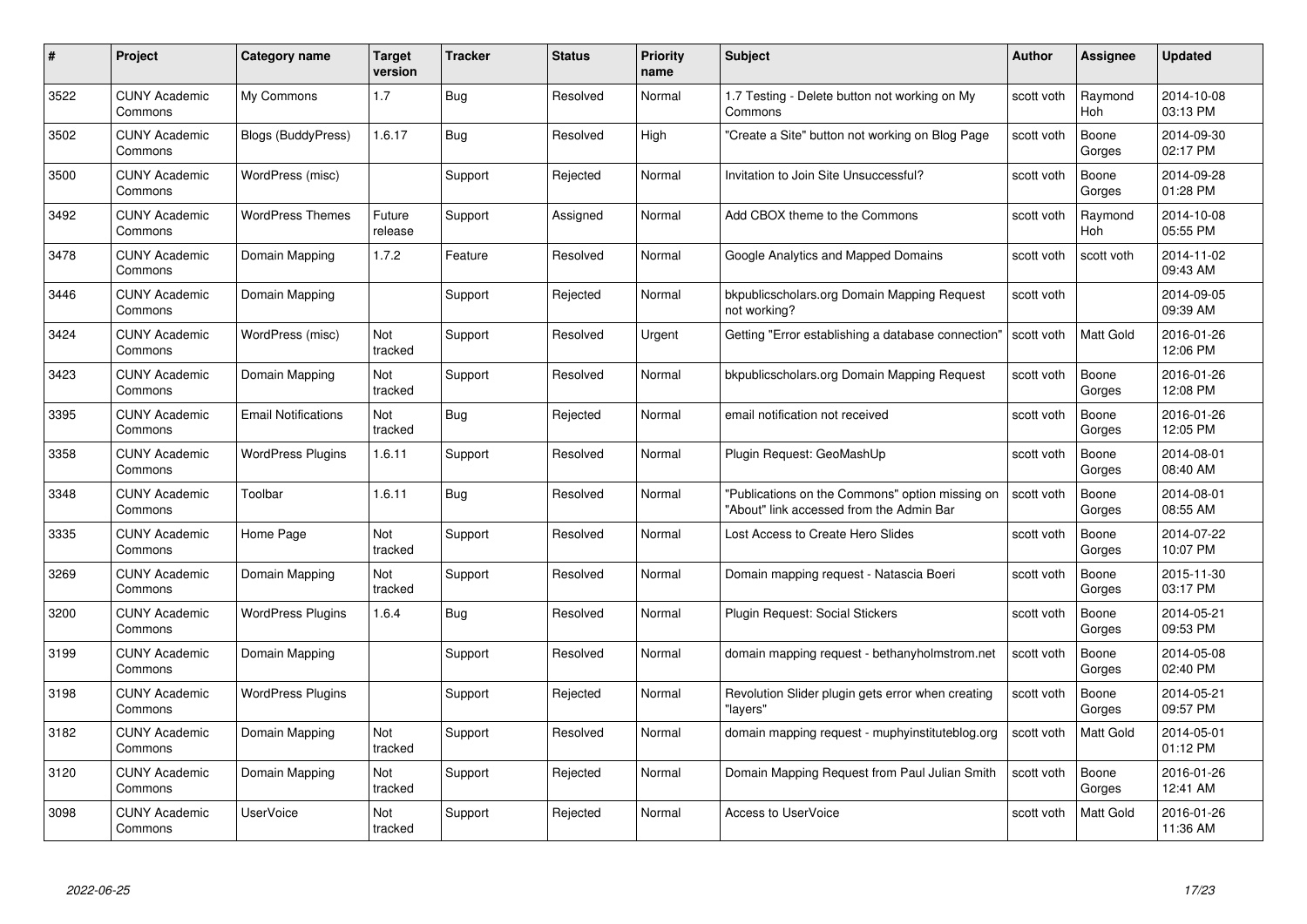| # | Project | Category name | Target version | Tracker | Status | Priority name | Subject | Author | Assignee | Updated |
|---|---|---|---|---|---|---|---|---|---|---|
| 3522 | CUNY Academic Commons | My Commons | 1.7 | Bug | Resolved | Normal | 1.7 Testing - Delete button not working on My Commons | scott voth | Raymond Hoh | 2014-10-08 03:13 PM |
| 3502 | CUNY Academic Commons | Blogs (BuddyPress) | 1.6.17 | Bug | Resolved | High | "Create a Site" button not working on Blog Page | scott voth | Boone Gorges | 2014-09-30 02:17 PM |
| 3500 | CUNY Academic Commons | WordPress (misc) | | Support | Rejected | Normal | Invitation to Join Site Unsuccessful? | scott voth | Boone Gorges | 2014-09-28 01:28 PM |
| 3492 | CUNY Academic Commons | WordPress Themes | Future release | Support | Assigned | Normal | Add CBOX theme to the Commons | scott voth | Raymond Hoh | 2014-10-08 05:55 PM |
| 3478 | CUNY Academic Commons | Domain Mapping | 1.7.2 | Feature | Resolved | Normal | Google Analytics and Mapped Domains | scott voth | scott voth | 2014-11-02 09:43 AM |
| 3446 | CUNY Academic Commons | Domain Mapping | | Support | Rejected | Normal | bkpublicscholars.org Domain Mapping Request not working? | scott voth | | 2014-09-05 09:39 AM |
| 3424 | CUNY Academic Commons | WordPress (misc) | Not tracked | Support | Resolved | Urgent | Getting "Error establishing a database connection" | scott voth | Matt Gold | 2016-01-26 12:06 PM |
| 3423 | CUNY Academic Commons | Domain Mapping | Not tracked | Support | Resolved | Normal | bkpublicscholars.org Domain Mapping Request | scott voth | Boone Gorges | 2016-01-26 12:08 PM |
| 3395 | CUNY Academic Commons | Email Notifications | Not tracked | Bug | Rejected | Normal | email notification not received | scott voth | Boone Gorges | 2016-01-26 12:05 PM |
| 3358 | CUNY Academic Commons | WordPress Plugins | 1.6.11 | Support | Resolved | Normal | Plugin Request: GeoMashUp | scott voth | Boone Gorges | 2014-08-01 08:40 AM |
| 3348 | CUNY Academic Commons | Toolbar | 1.6.11 | Bug | Resolved | Normal | "Publications on the Commons" option missing on "About" link accessed from the Admin Bar | scott voth | Boone Gorges | 2014-08-01 08:55 AM |
| 3335 | CUNY Academic Commons | Home Page | Not tracked | Support | Resolved | Normal | Lost Access to Create Hero Slides | scott voth | Boone Gorges | 2014-07-22 10:07 PM |
| 3269 | CUNY Academic Commons | Domain Mapping | Not tracked | Support | Resolved | Normal | Domain mapping request - Natascia Boeri | scott voth | Boone Gorges | 2015-11-30 03:17 PM |
| 3200 | CUNY Academic Commons | WordPress Plugins | 1.6.4 | Bug | Resolved | Normal | Plugin Request: Social Stickers | scott voth | Boone Gorges | 2014-05-21 09:53 PM |
| 3199 | CUNY Academic Commons | Domain Mapping | | Support | Resolved | Normal | domain mapping request - bethanyholmstrom.net | scott voth | Boone Gorges | 2014-05-08 02:40 PM |
| 3198 | CUNY Academic Commons | WordPress Plugins | | Support | Rejected | Normal | Revolution Slider plugin gets error when creating "layers" | scott voth | Boone Gorges | 2014-05-21 09:57 PM |
| 3182 | CUNY Academic Commons | Domain Mapping | Not tracked | Support | Resolved | Normal | domain mapping request - muphyinstituteblog.org | scott voth | Matt Gold | 2014-05-01 01:12 PM |
| 3120 | CUNY Academic Commons | Domain Mapping | Not tracked | Support | Rejected | Normal | Domain Mapping Request from Paul Julian Smith | scott voth | Boone Gorges | 2016-01-26 12:41 AM |
| 3098 | CUNY Academic Commons | UserVoice | Not tracked | Support | Rejected | Normal | Access to UserVoice | scott voth | Matt Gold | 2016-01-26 11:36 AM |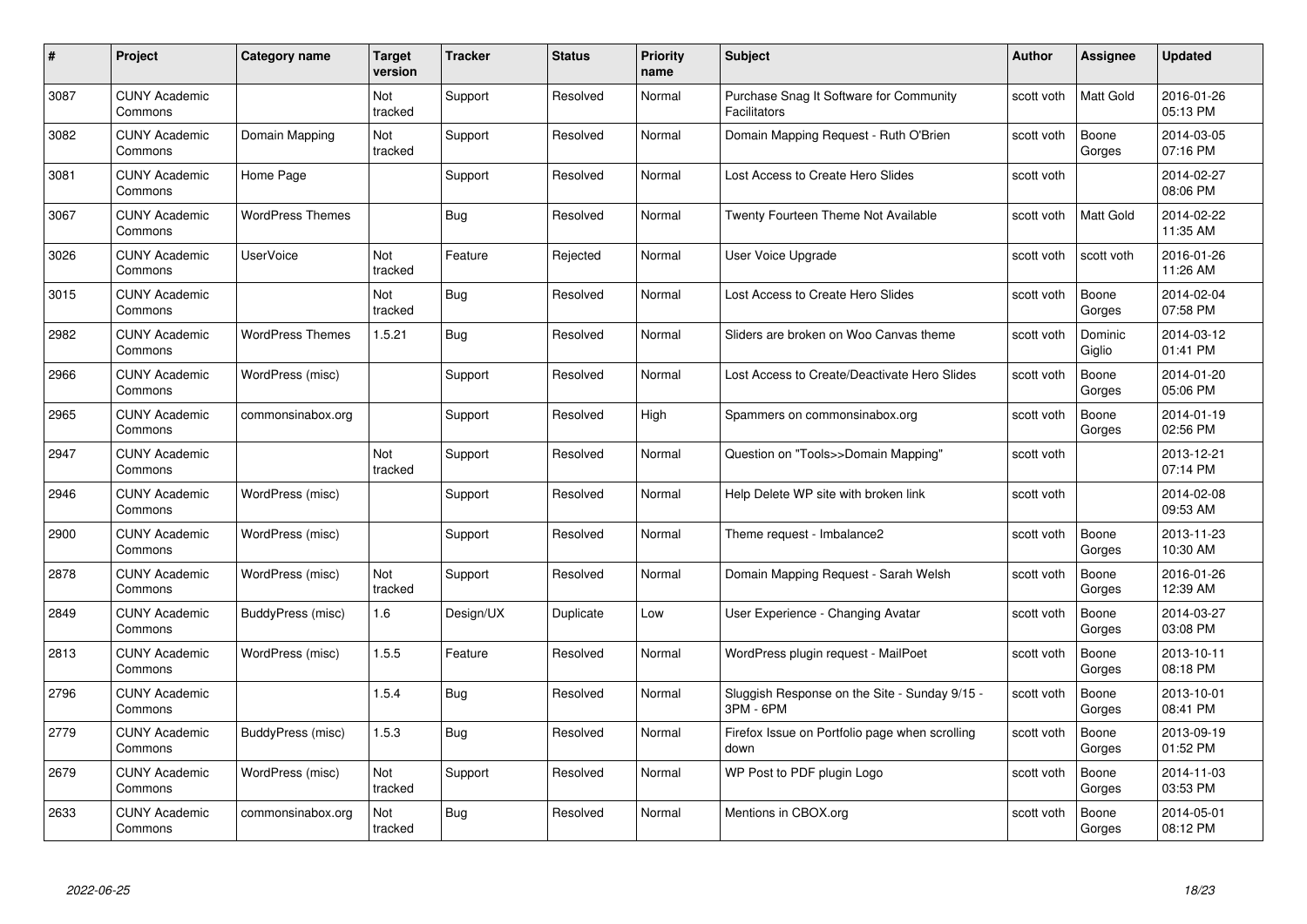| # | Project | Category name | Target version | Tracker | Status | Priority name | Subject | Author | Assignee | Updated |
|---|---|---|---|---|---|---|---|---|---|---|
| 3087 | CUNY Academic Commons | | Not tracked | Support | Resolved | Normal | Purchase Snag It Software for Community Facilitators | scott voth | Matt Gold | 2016-01-26 05:13 PM |
| 3082 | CUNY Academic Commons | Domain Mapping | Not tracked | Support | Resolved | Normal | Domain Mapping Request - Ruth O'Brien | scott voth | Boone Gorges | 2014-03-05 07:16 PM |
| 3081 | CUNY Academic Commons | Home Page | | Support | Resolved | Normal | Lost Access to Create Hero Slides | scott voth | | 2014-02-27 08:06 PM |
| 3067 | CUNY Academic Commons | WordPress Themes | | Bug | Resolved | Normal | Twenty Fourteen Theme Not Available | scott voth | Matt Gold | 2014-02-22 11:35 AM |
| 3026 | CUNY Academic Commons | UserVoice | Not tracked | Feature | Rejected | Normal | User Voice Upgrade | scott voth | scott voth | 2016-01-26 11:26 AM |
| 3015 | CUNY Academic Commons | | Not tracked | Bug | Resolved | Normal | Lost Access to Create Hero Slides | scott voth | Boone Gorges | 2014-02-04 07:58 PM |
| 2982 | CUNY Academic Commons | WordPress Themes | 1.5.21 | Bug | Resolved | Normal | Sliders are broken on Woo Canvas theme | scott voth | Dominic Giglio | 2014-03-12 01:41 PM |
| 2966 | CUNY Academic Commons | WordPress (misc) | | Support | Resolved | Normal | Lost Access to Create/Deactivate Hero Slides | scott voth | Boone Gorges | 2014-01-20 05:06 PM |
| 2965 | CUNY Academic Commons | commonsinabox.org | | Support | Resolved | High | Spammers on commonsinabox.org | scott voth | Boone Gorges | 2014-01-19 02:56 PM |
| 2947 | CUNY Academic Commons | | Not tracked | Support | Resolved | Normal | Question on "Tools>>Domain Mapping" | scott voth | | 2013-12-21 07:14 PM |
| 2946 | CUNY Academic Commons | WordPress (misc) | | Support | Resolved | Normal | Help Delete WP site with broken link | scott voth | | 2014-02-08 09:53 AM |
| 2900 | CUNY Academic Commons | WordPress (misc) | | Support | Resolved | Normal | Theme request - Imbalance2 | scott voth | Boone Gorges | 2013-11-23 10:30 AM |
| 2878 | CUNY Academic Commons | WordPress (misc) | Not tracked | Support | Resolved | Normal | Domain Mapping Request - Sarah Welsh | scott voth | Boone Gorges | 2016-01-26 12:39 AM |
| 2849 | CUNY Academic Commons | BuddyPress (misc) | 1.6 | Design/UX | Duplicate | Low | User Experience - Changing Avatar | scott voth | Boone Gorges | 2014-03-27 03:08 PM |
| 2813 | CUNY Academic Commons | WordPress (misc) | 1.5.5 | Feature | Resolved | Normal | WordPress plugin request - MailPoet | scott voth | Boone Gorges | 2013-10-11 08:18 PM |
| 2796 | CUNY Academic Commons | | 1.5.4 | Bug | Resolved | Normal | Sluggish Response on the Site - Sunday 9/15 - 3PM - 6PM | scott voth | Boone Gorges | 2013-10-01 08:41 PM |
| 2779 | CUNY Academic Commons | BuddyPress (misc) | 1.5.3 | Bug | Resolved | Normal | Firefox Issue on Portfolio page when scrolling down | scott voth | Boone Gorges | 2013-09-19 01:52 PM |
| 2679 | CUNY Academic Commons | WordPress (misc) | Not tracked | Support | Resolved | Normal | WP Post to PDF plugin Logo | scott voth | Boone Gorges | 2014-11-03 03:53 PM |
| 2633 | CUNY Academic Commons | commonsinabox.org | Not tracked | Bug | Resolved | Normal | Mentions in CBOX.org | scott voth | Boone Gorges | 2014-05-01 08:12 PM |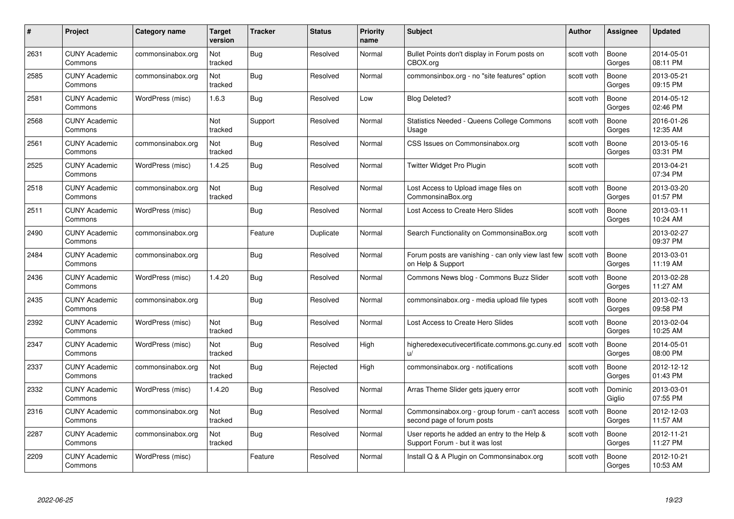| # | Project | Category name | Target version | Tracker | Status | Priority name | Subject | Author | Assignee | Updated |
|---|---|---|---|---|---|---|---|---|---|---|
| 2631 | CUNY Academic Commons | commonsinabox.org | Not tracked | Bug | Resolved | Normal | Bullet Points don't display in Forum posts on CBOX.org | scott voth | Boone Gorges | 2014-05-01 08:11 PM |
| 2585 | CUNY Academic Commons | commonsinabox.org | Not tracked | Bug | Resolved | Normal | commonsinbox.org - no "site features" option | scott voth | Boone Gorges | 2013-05-21 09:15 PM |
| 2581 | CUNY Academic Commons | WordPress (misc) | 1.6.3 | Bug | Resolved | Low | Blog Deleted? | scott voth | Boone Gorges | 2014-05-12 02:46 PM |
| 2568 | CUNY Academic Commons | | Not tracked | Support | Resolved | Normal | Statistics Needed - Queens College Commons Usage | scott voth | Boone Gorges | 2016-01-26 12:35 AM |
| 2561 | CUNY Academic Commons | commonsinabox.org | Not tracked | Bug | Resolved | Normal | CSS Issues on Commonsinabox.org | scott voth | Boone Gorges | 2013-05-16 03:31 PM |
| 2525 | CUNY Academic Commons | WordPress (misc) | 1.4.25 | Bug | Resolved | Normal | Twitter Widget Pro Plugin | scott voth | | 2013-04-21 07:34 PM |
| 2518 | CUNY Academic Commons | commonsinabox.org | Not tracked | Bug | Resolved | Normal | Lost Access to Upload image files on CommonsinaBox.org | scott voth | Boone Gorges | 2013-03-20 01:57 PM |
| 2511 | CUNY Academic Commons | WordPress (misc) | | Bug | Resolved | Normal | Lost Access to Create Hero Slides | scott voth | Boone Gorges | 2013-03-11 10:24 AM |
| 2490 | CUNY Academic Commons | commonsinabox.org | | Feature | Duplicate | Normal | Search Functionality on CommonsinaBox.org | scott voth | | 2013-02-27 09:37 PM |
| 2484 | CUNY Academic Commons | commonsinabox.org | | Bug | Resolved | Normal | Forum posts are vanishing - can only view last few on Help & Support | scott voth | Boone Gorges | 2013-03-01 11:19 AM |
| 2436 | CUNY Academic Commons | WordPress (misc) | 1.4.20 | Bug | Resolved | Normal | Commons News blog - Commons Buzz Slider | scott voth | Boone Gorges | 2013-02-28 11:27 AM |
| 2435 | CUNY Academic Commons | commonsinabox.org | | Bug | Resolved | Normal | commonsinabox.org - media upload file types | scott voth | Boone Gorges | 2013-02-13 09:58 PM |
| 2392 | CUNY Academic Commons | WordPress (misc) | Not tracked | Bug | Resolved | Normal | Lost Access to Create Hero Slides | scott voth | Boone Gorges | 2013-02-04 10:25 AM |
| 2347 | CUNY Academic Commons | WordPress (misc) | Not tracked | Bug | Resolved | High | higheredexecutivecertificate.commons.gc.cuny.edu/ | scott voth | Boone Gorges | 2014-05-01 08:00 PM |
| 2337 | CUNY Academic Commons | commonsinabox.org | Not tracked | Bug | Rejected | High | commonsinabox.org - notifications | scott voth | Boone Gorges | 2012-12-12 01:43 PM |
| 2332 | CUNY Academic Commons | WordPress (misc) | 1.4.20 | Bug | Resolved | Normal | Arras Theme Slider gets jquery error | scott voth | Dominic Giglio | 2013-03-01 07:55 PM |
| 2316 | CUNY Academic Commons | commonsinabox.org | Not tracked | Bug | Resolved | Normal | Commonsinabox.org - group forum - can't access second page of forum posts | scott voth | Boone Gorges | 2012-12-03 11:57 AM |
| 2287 | CUNY Academic Commons | commonsinabox.org | Not tracked | Bug | Resolved | Normal | User reports he added an entry to the Help & Support Forum - but it was lost | scott voth | Boone Gorges | 2012-11-21 11:27 PM |
| 2209 | CUNY Academic Commons | WordPress (misc) | | Feature | Resolved | Normal | Install Q & A Plugin on Commonsinabox.org | scott voth | Boone Gorges | 2012-10-21 10:53 AM |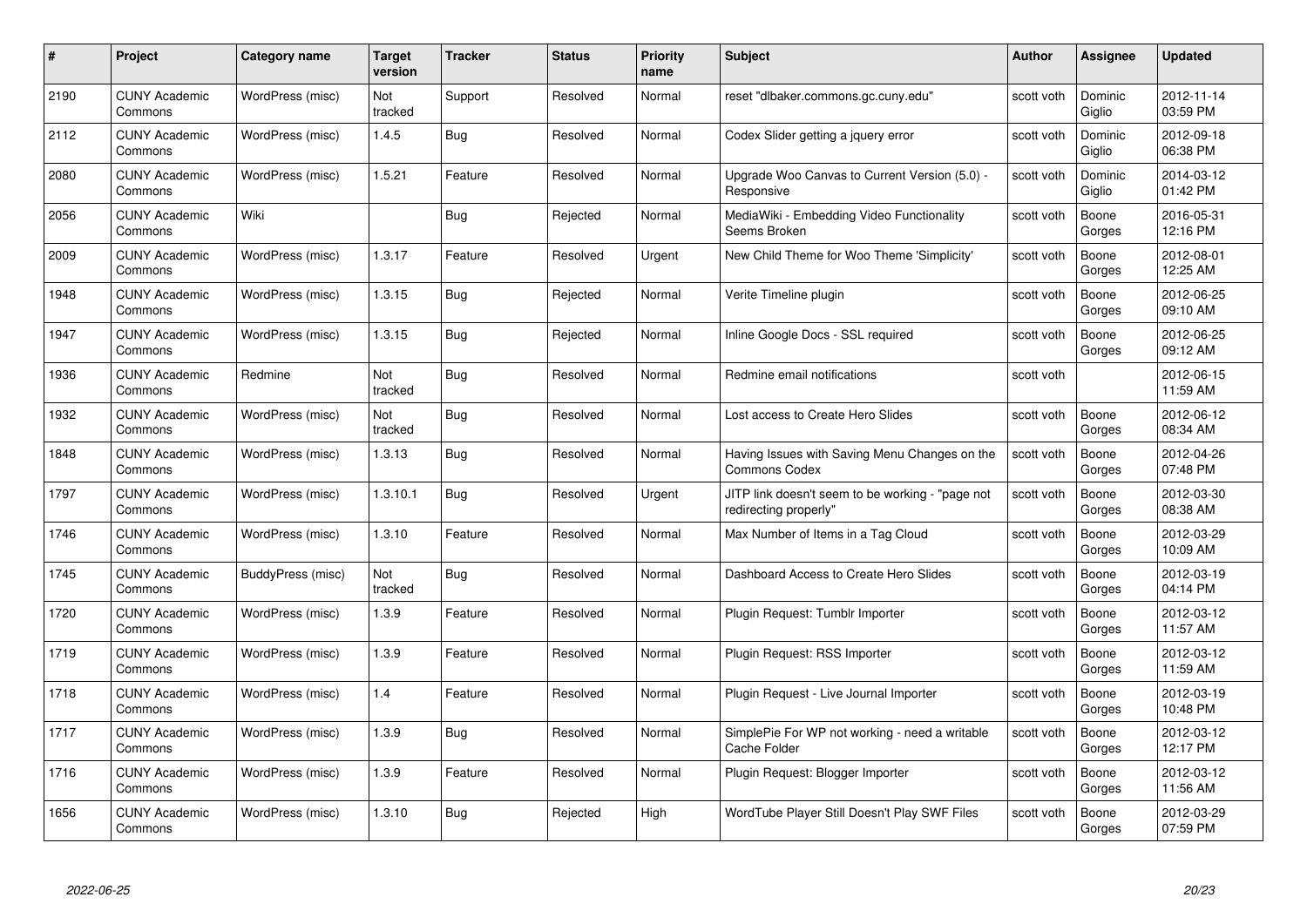| # | Project | Category name | Target version | Tracker | Status | Priority name | Subject | Author | Assignee | Updated |
|---|---|---|---|---|---|---|---|---|---|---|
| 2190 | CUNY Academic Commons | WordPress (misc) | Not tracked | Support | Resolved | Normal | reset "dlbaker.commons.gc.cuny.edu" | scott voth | Dominic Giglio | 2012-11-14 03:59 PM |
| 2112 | CUNY Academic Commons | WordPress (misc) | 1.4.5 | Bug | Resolved | Normal | Codex Slider getting a jquery error | scott voth | Dominic Giglio | 2012-09-18 06:38 PM |
| 2080 | CUNY Academic Commons | WordPress (misc) | 1.5.21 | Feature | Resolved | Normal | Upgrade Woo Canvas to Current Version (5.0) - Responsive | scott voth | Dominic Giglio | 2014-03-12 01:42 PM |
| 2056 | CUNY Academic Commons | Wiki | | Bug | Rejected | Normal | MediaWiki - Embedding Video Functionality Seems Broken | scott voth | Boone Gorges | 2016-05-31 12:16 PM |
| 2009 | CUNY Academic Commons | WordPress (misc) | 1.3.17 | Feature | Resolved | Urgent | New Child Theme for Woo Theme 'Simplicity' | scott voth | Boone Gorges | 2012-08-01 12:25 AM |
| 1948 | CUNY Academic Commons | WordPress (misc) | 1.3.15 | Bug | Rejected | Normal | Verite Timeline plugin | scott voth | Boone Gorges | 2012-06-25 09:10 AM |
| 1947 | CUNY Academic Commons | WordPress (misc) | 1.3.15 | Bug | Rejected | Normal | Inline Google Docs - SSL required | scott voth | Boone Gorges | 2012-06-25 09:12 AM |
| 1936 | CUNY Academic Commons | Redmine | Not tracked | Bug | Resolved | Normal | Redmine email notifications | scott voth | | 2012-06-15 11:59 AM |
| 1932 | CUNY Academic Commons | WordPress (misc) | Not tracked | Bug | Resolved | Normal | Lost access to Create Hero Slides | scott voth | Boone Gorges | 2012-06-12 08:34 AM |
| 1848 | CUNY Academic Commons | WordPress (misc) | 1.3.13 | Bug | Resolved | Normal | Having Issues with Saving Menu Changes on the Commons Codex | scott voth | Boone Gorges | 2012-04-26 07:48 PM |
| 1797 | CUNY Academic Commons | WordPress (misc) | 1.3.10.1 | Bug | Resolved | Urgent | JITP link doesn't seem to be working - "page not redirecting properly" | scott voth | Boone Gorges | 2012-03-30 08:38 AM |
| 1746 | CUNY Academic Commons | WordPress (misc) | 1.3.10 | Feature | Resolved | Normal | Max Number of Items in a Tag Cloud | scott voth | Boone Gorges | 2012-03-29 10:09 AM |
| 1745 | CUNY Academic Commons | BuddyPress (misc) | Not tracked | Bug | Resolved | Normal | Dashboard Access to Create Hero Slides | scott voth | Boone Gorges | 2012-03-19 04:14 PM |
| 1720 | CUNY Academic Commons | WordPress (misc) | 1.3.9 | Feature | Resolved | Normal | Plugin Request: Tumblr Importer | scott voth | Boone Gorges | 2012-03-12 11:57 AM |
| 1719 | CUNY Academic Commons | WordPress (misc) | 1.3.9 | Feature | Resolved | Normal | Plugin Request: RSS Importer | scott voth | Boone Gorges | 2012-03-12 11:59 AM |
| 1718 | CUNY Academic Commons | WordPress (misc) | 1.4 | Feature | Resolved | Normal | Plugin Request - Live Journal Importer | scott voth | Boone Gorges | 2012-03-19 10:48 PM |
| 1717 | CUNY Academic Commons | WordPress (misc) | 1.3.9 | Bug | Resolved | Normal | SimplePie For WP not working - need a writable Cache Folder | scott voth | Boone Gorges | 2012-03-12 12:17 PM |
| 1716 | CUNY Academic Commons | WordPress (misc) | 1.3.9 | Feature | Resolved | Normal | Plugin Request: Blogger Importer | scott voth | Boone Gorges | 2012-03-12 11:56 AM |
| 1656 | CUNY Academic Commons | WordPress (misc) | 1.3.10 | Bug | Rejected | High | WordTube Player Still Doesn't Play SWF Files | scott voth | Boone Gorges | 2012-03-29 07:59 PM |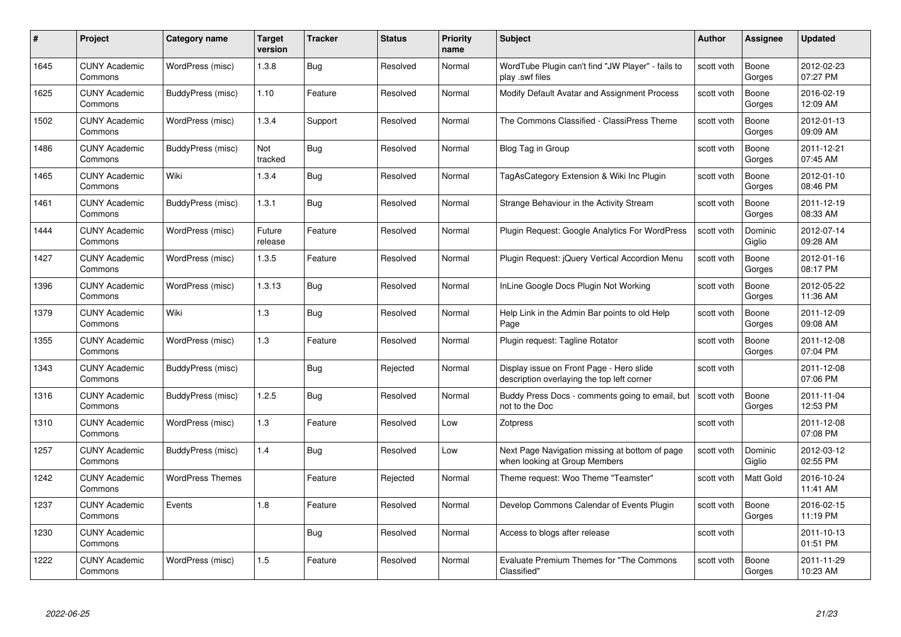| # | Project | Category name | Target version | Tracker | Status | Priority name | Subject | Author | Assignee | Updated |
|---|---|---|---|---|---|---|---|---|---|---|
| 1645 | CUNY Academic Commons | WordPress (misc) | 1.3.8 | Bug | Resolved | Normal | WordTube Plugin can't find "JW Player" - fails to play .swf files | scott voth | Boone Gorges | 2012-02-23 07:27 PM |
| 1625 | CUNY Academic Commons | BuddyPress (misc) | 1.10 | Feature | Resolved | Normal | Modify Default Avatar and Assignment Process | scott voth | Boone Gorges | 2016-02-19 12:09 AM |
| 1502 | CUNY Academic Commons | WordPress (misc) | 1.3.4 | Support | Resolved | Normal | The Commons Classified - ClassiPress Theme | scott voth | Boone Gorges | 2012-01-13 09:09 AM |
| 1486 | CUNY Academic Commons | BuddyPress (misc) | Not tracked | Bug | Resolved | Normal | Blog Tag in Group | scott voth | Boone Gorges | 2011-12-21 07:45 AM |
| 1465 | CUNY Academic Commons | Wiki | 1.3.4 | Bug | Resolved | Normal | TagAsCategory Extension & Wiki Inc Plugin | scott voth | Boone Gorges | 2012-01-10 08:46 PM |
| 1461 | CUNY Academic Commons | BuddyPress (misc) | 1.3.1 | Bug | Resolved | Normal | Strange Behaviour in the Activity Stream | scott voth | Boone Gorges | 2011-12-19 08:33 AM |
| 1444 | CUNY Academic Commons | WordPress (misc) | Future release | Feature | Resolved | Normal | Plugin Request: Google Analytics For WordPress | scott voth | Dominic Giglio | 2012-07-14 09:28 AM |
| 1427 | CUNY Academic Commons | WordPress (misc) | 1.3.5 | Feature | Resolved | Normal | Plugin Request: jQuery Vertical Accordion Menu | scott voth | Boone Gorges | 2012-01-16 08:17 PM |
| 1396 | CUNY Academic Commons | WordPress (misc) | 1.3.13 | Bug | Resolved | Normal | InLine Google Docs Plugin Not Working | scott voth | Boone Gorges | 2012-05-22 11:36 AM |
| 1379 | CUNY Academic Commons | Wiki | 1.3 | Bug | Resolved | Normal | Help Link in the Admin Bar points to old Help Page | scott voth | Boone Gorges | 2011-12-09 09:08 AM |
| 1355 | CUNY Academic Commons | WordPress (misc) | 1.3 | Feature | Resolved | Normal | Plugin request: Tagline Rotator | scott voth | Boone Gorges | 2011-12-08 07:04 PM |
| 1343 | CUNY Academic Commons | BuddyPress (misc) | | Bug | Rejected | Normal | Display issue on Front Page - Hero slide description overlaying the top left corner | scott voth | | 2011-12-08 07:06 PM |
| 1316 | CUNY Academic Commons | BuddyPress (misc) | 1.2.5 | Bug | Resolved | Normal | Buddy Press Docs - comments going to email, but not to the Doc | scott voth | Boone Gorges | 2011-11-04 12:53 PM |
| 1310 | CUNY Academic Commons | WordPress (misc) | 1.3 | Feature | Resolved | Low | Zotpress | scott voth | | 2011-12-08 07:08 PM |
| 1257 | CUNY Academic Commons | BuddyPress (misc) | 1.4 | Bug | Resolved | Low | Next Page Navigation missing at bottom of page when looking at Group Members | scott voth | Dominic Giglio | 2012-03-12 02:55 PM |
| 1242 | CUNY Academic Commons | WordPress Themes | | Feature | Rejected | Normal | Theme request: Woo Theme "Teamster" | scott voth | Matt Gold | 2016-10-24 11:41 AM |
| 1237 | CUNY Academic Commons | Events | 1.8 | Feature | Resolved | Normal | Develop Commons Calendar of Events Plugin | scott voth | Boone Gorges | 2016-02-15 11:19 PM |
| 1230 | CUNY Academic Commons | | | Bug | Resolved | Normal | Access to blogs after release | scott voth | | 2011-10-13 01:51 PM |
| 1222 | CUNY Academic Commons | WordPress (misc) | 1.5 | Feature | Resolved | Normal | Evaluate Premium Themes for "The Commons Classified" | scott voth | Boone Gorges | 2011-11-29 10:23 AM |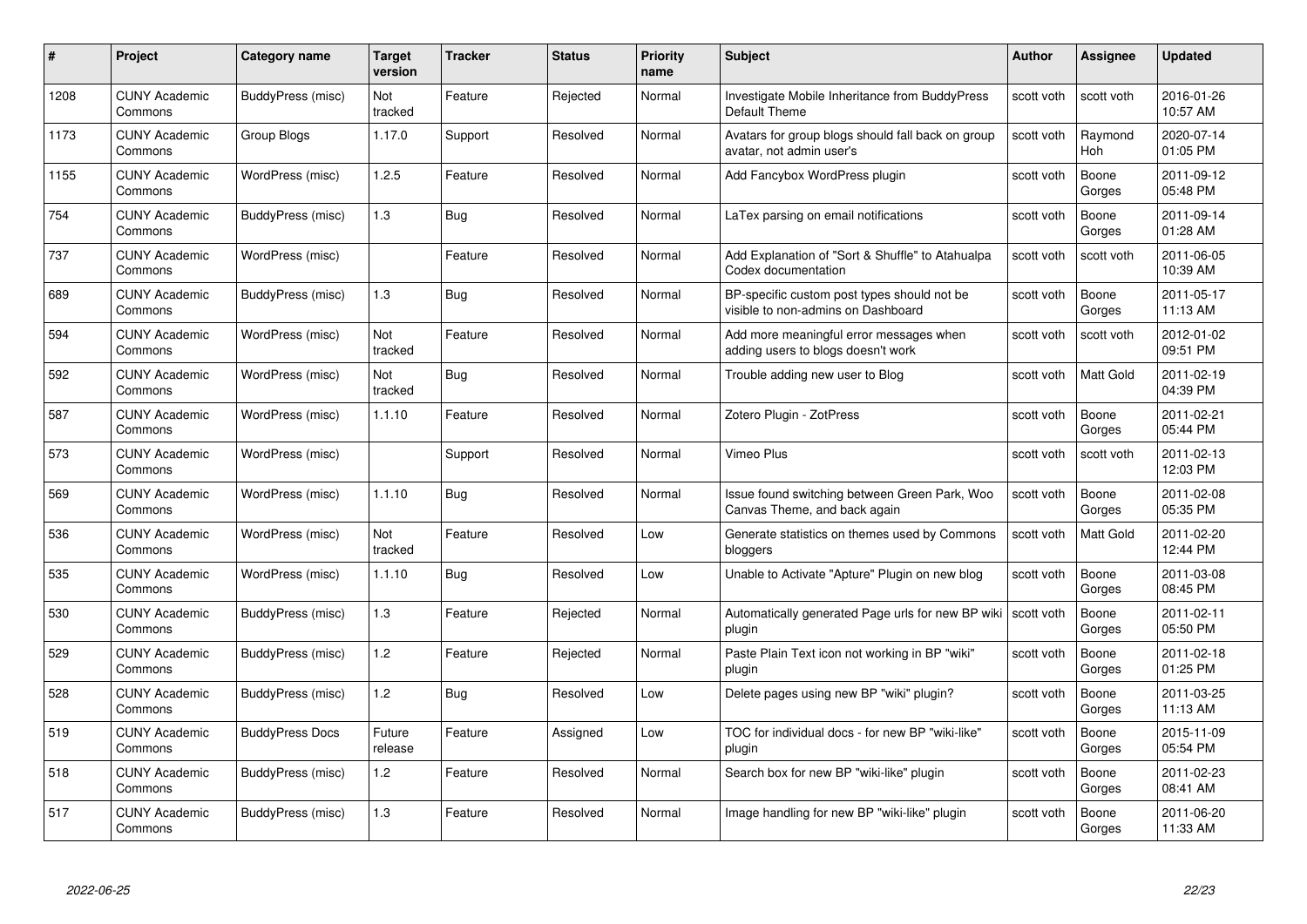| # | Project | Category name | Target version | Tracker | Status | Priority name | Subject | Author | Assignee | Updated |
|---|---|---|---|---|---|---|---|---|---|---|
| 1208 | CUNY Academic Commons | BuddyPress (misc) | Not tracked | Feature | Rejected | Normal | Investigate Mobile Inheritance from BuddyPress Default Theme | scott voth | scott voth | 2016-01-26 10:57 AM |
| 1173 | CUNY Academic Commons | Group Blogs | 1.17.0 | Support | Resolved | Normal | Avatars for group blogs should fall back on group avatar, not admin user's | scott voth | Raymond Hoh | 2020-07-14 01:05 PM |
| 1155 | CUNY Academic Commons | WordPress (misc) | 1.2.5 | Feature | Resolved | Normal | Add Fancybox WordPress plugin | scott voth | Boone Gorges | 2011-09-12 05:48 PM |
| 754 | CUNY Academic Commons | BuddyPress (misc) | 1.3 | Bug | Resolved | Normal | LaTex parsing on email notifications | scott voth | Boone Gorges | 2011-09-14 01:28 AM |
| 737 | CUNY Academic Commons | WordPress (misc) | | Feature | Resolved | Normal | Add Explanation of "Sort & Shuffle" to Atahualpa Codex documentation | scott voth | scott voth | 2011-06-05 10:39 AM |
| 689 | CUNY Academic Commons | BuddyPress (misc) | 1.3 | Bug | Resolved | Normal | BP-specific custom post types should not be visible to non-admins on Dashboard | scott voth | Boone Gorges | 2011-05-17 11:13 AM |
| 594 | CUNY Academic Commons | WordPress (misc) | Not tracked | Feature | Resolved | Normal | Add more meaningful error messages when adding users to blogs doesn't work | scott voth | scott voth | 2012-01-02 09:51 PM |
| 592 | CUNY Academic Commons | WordPress (misc) | Not tracked | Bug | Resolved | Normal | Trouble adding new user to Blog | scott voth | Matt Gold | 2011-02-19 04:39 PM |
| 587 | CUNY Academic Commons | WordPress (misc) | 1.1.10 | Feature | Resolved | Normal | Zotero Plugin - ZotPress | scott voth | Boone Gorges | 2011-02-21 05:44 PM |
| 573 | CUNY Academic Commons | WordPress (misc) | | Support | Resolved | Normal | Vimeo Plus | scott voth | scott voth | 2011-02-13 12:03 PM |
| 569 | CUNY Academic Commons | WordPress (misc) | 1.1.10 | Bug | Resolved | Normal | Issue found switching between Green Park, Woo Canvas Theme, and back again | scott voth | Boone Gorges | 2011-02-08 05:35 PM |
| 536 | CUNY Academic Commons | WordPress (misc) | Not tracked | Feature | Resolved | Low | Generate statistics on themes used by Commons bloggers | scott voth | Matt Gold | 2011-02-20 12:44 PM |
| 535 | CUNY Academic Commons | WordPress (misc) | 1.1.10 | Bug | Resolved | Low | Unable to Activate "Apture" Plugin on new blog | scott voth | Boone Gorges | 2011-03-08 08:45 PM |
| 530 | CUNY Academic Commons | BuddyPress (misc) | 1.3 | Feature | Rejected | Normal | Automatically generated Page urls for new BP wiki plugin | scott voth | Boone Gorges | 2011-02-11 05:50 PM |
| 529 | CUNY Academic Commons | BuddyPress (misc) | 1.2 | Feature | Rejected | Normal | Paste Plain Text icon not working in BP "wiki" plugin | scott voth | Boone Gorges | 2011-02-18 01:25 PM |
| 528 | CUNY Academic Commons | BuddyPress (misc) | 1.2 | Bug | Resolved | Low | Delete pages using new BP "wiki" plugin? | scott voth | Boone Gorges | 2011-03-25 11:13 AM |
| 519 | CUNY Academic Commons | BuddyPress Docs | Future release | Feature | Assigned | Low | TOC for individual docs - for new BP "wiki-like" plugin | scott voth | Boone Gorges | 2015-11-09 05:54 PM |
| 518 | CUNY Academic Commons | BuddyPress (misc) | 1.2 | Feature | Resolved | Normal | Search box for new BP "wiki-like" plugin | scott voth | Boone Gorges | 2011-02-23 08:41 AM |
| 517 | CUNY Academic Commons | BuddyPress (misc) | 1.3 | Feature | Resolved | Normal | Image handling for new BP "wiki-like" plugin | scott voth | Boone Gorges | 2011-06-20 11:33 AM |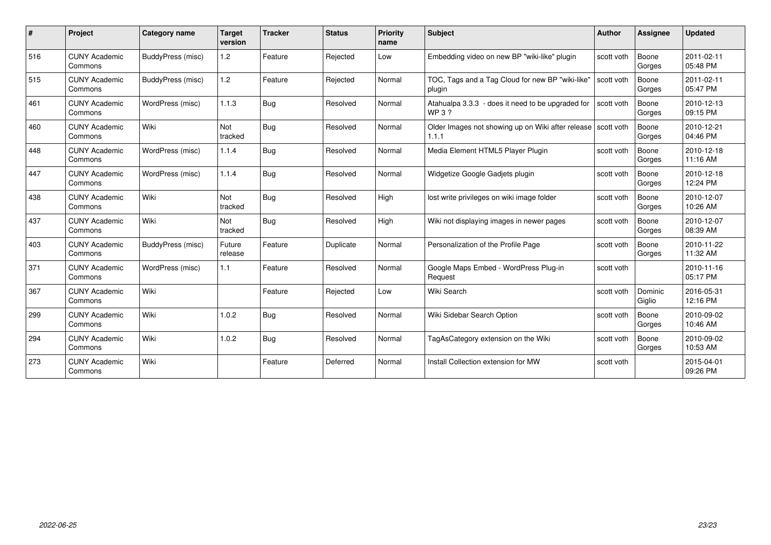| # | Project | Category name | Target version | Tracker | Status | Priority name | Subject | Author | Assignee | Updated |
|---|---|---|---|---|---|---|---|---|---|---|
| 516 | CUNY Academic Commons | BuddyPress (misc) | 1.2 | Feature | Rejected | Low | Embedding video on new BP "wiki-like" plugin | scott voth | Boone Gorges | 2011-02-11 05:48 PM |
| 515 | CUNY Academic Commons | BuddyPress (misc) | 1.2 | Feature | Rejected | Normal | TOC, Tags and a Tag Cloud for new BP "wiki-like" plugin | scott voth | Boone Gorges | 2011-02-11 05:47 PM |
| 461 | CUNY Academic Commons | WordPress (misc) | 1.1.3 | Bug | Resolved | Normal | Atahualpa 3.3.3 - does it need to be upgraded for WP 3 ? | scott voth | Boone Gorges | 2010-12-13 09:15 PM |
| 460 | CUNY Academic Commons | Wiki | Not tracked | Bug | Resolved | Normal | Older Images not showing up on Wiki after release 1.1.1 | scott voth | Boone Gorges | 2010-12-21 04:46 PM |
| 448 | CUNY Academic Commons | WordPress (misc) | 1.1.4 | Bug | Resolved | Normal | Media Element HTML5 Player Plugin | scott voth | Boone Gorges | 2010-12-18 11:16 AM |
| 447 | CUNY Academic Commons | WordPress (misc) | 1.1.4 | Bug | Resolved | Normal | Widgetize Google Gadjets plugin | scott voth | Boone Gorges | 2010-12-18 12:24 PM |
| 438 | CUNY Academic Commons | Wiki | Not tracked | Bug | Resolved | High | lost write privileges on wiki image folder | scott voth | Boone Gorges | 2010-12-07 10:26 AM |
| 437 | CUNY Academic Commons | Wiki | Not tracked | Bug | Resolved | High | Wiki not displaying images in newer pages | scott voth | Boone Gorges | 2010-12-07 08:39 AM |
| 403 | CUNY Academic Commons | BuddyPress (misc) | Future release | Feature | Duplicate | Normal | Personalization of the Profile Page | scott voth | Boone Gorges | 2010-11-22 11:32 AM |
| 371 | CUNY Academic Commons | WordPress (misc) | 1.1 | Feature | Resolved | Normal | Google Maps Embed - WordPress Plug-in Request | scott voth | | 2010-11-16 05:17 PM |
| 367 | CUNY Academic Commons | Wiki | | Feature | Rejected | Low | Wiki Search | scott voth | Dominic Giglio | 2016-05-31 12:16 PM |
| 299 | CUNY Academic Commons | Wiki | 1.0.2 | Bug | Resolved | Normal | Wiki Sidebar Search Option | scott voth | Boone Gorges | 2010-09-02 10:46 AM |
| 294 | CUNY Academic Commons | Wiki | 1.0.2 | Bug | Resolved | Normal | TagAsCategory extension on the Wiki | scott voth | Boone Gorges | 2010-09-02 10:53 AM |
| 273 | CUNY Academic Commons | Wiki | | Feature | Deferred | Normal | Install Collection extension for MW | scott voth | | 2015-04-01 09:26 PM |